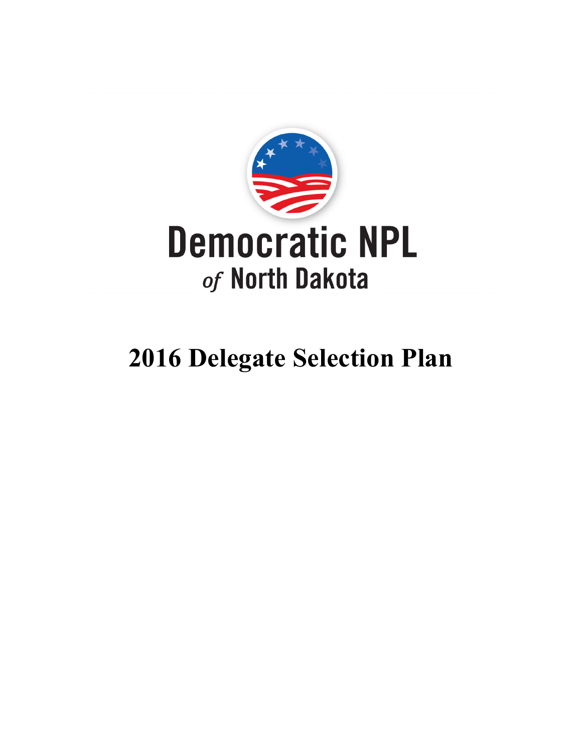Democratic NPL
*of* North Dakota

# 2016 Delegate Selection Plan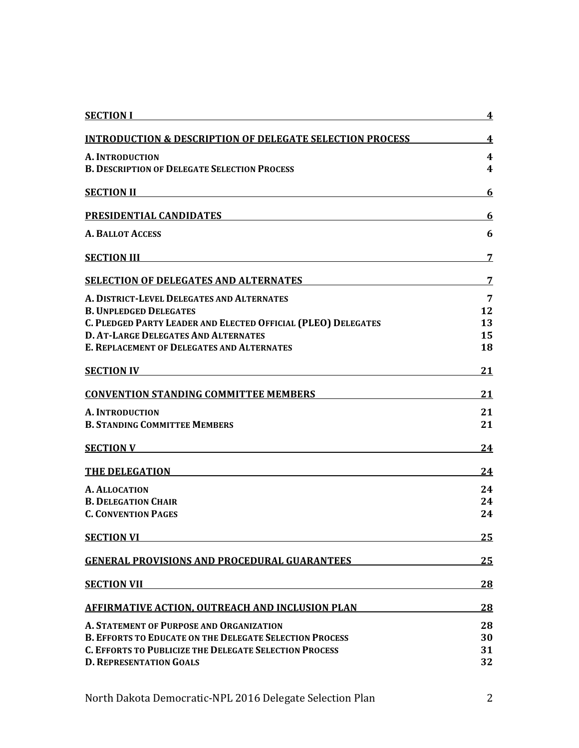| | |
|---|---|
| **SECTION I** | **4** |
| **INTRODUCTION & DESCRIPTION OF DELEGATE SELECTION PROCESS** | **4** |
| **A. INTRODUCTION** | **4** |
| **B. DESCRIPTION OF DELEGATE SELECTION PROCESS** | **4** |
| **SECTION II** | **6** |
| **PRESIDENTIAL CANDIDATES** | **6** |
| **A. BALLOT ACCESS** | **6** |
| **SECTION III** | **7** |
| **SELECTION OF DELEGATES AND ALTERNATES** | **7** |
| **A. DISTRICT-LEVEL DELEGATES AND ALTERNATES** | **7** |
| **B. UNPLEDGED DELEGATES** | **12** |
| **C. PLEDGED PARTY LEADER AND ELECTED OFFICIAL (PLEO) DELEGATES** | **13** |
| **D. AT-LARGE DELEGATES AND ALTERNATES** | **15** |
| **E. REPLACEMENT OF DELEGATES AND ALTERNATES** | **18** |
| **SECTION IV** | **21** |
| **CONVENTION STANDING COMMITTEE MEMBERS** | **21** |
| **A. INTRODUCTION** | **21** |
| **B. STANDING COMMITTEE MEMBERS** | **21** |
| **SECTION V** | **24** |
| **THE DELEGATION** | **24** |
| **A. ALLOCATION** | **24** |
| **B. DELEGATION CHAIR** | **24** |
| **C. CONVENTION PAGES** | **24** |
| **SECTION VI** | **25** |
| **GENERAL PROVISIONS AND PROCEDURAL GUARANTEES** | **25** |
| **SECTION VII** | **28** |
| **AFFIRMATIVE ACTION, OUTREACH AND INCLUSION PLAN** | **28** |
| **A. STATEMENT OF PURPOSE AND ORGANIZATION** | **28** |
| **B. EFFORTS TO EDUCATE ON THE DELEGATE SELECTION PROCESS** | **30** |
| **C. EFFORTS TO PUBLICIZE THE DELEGATE SELECTION PROCESS** | **31** |
| **D. REPRESENTATION GOALS** | **32** |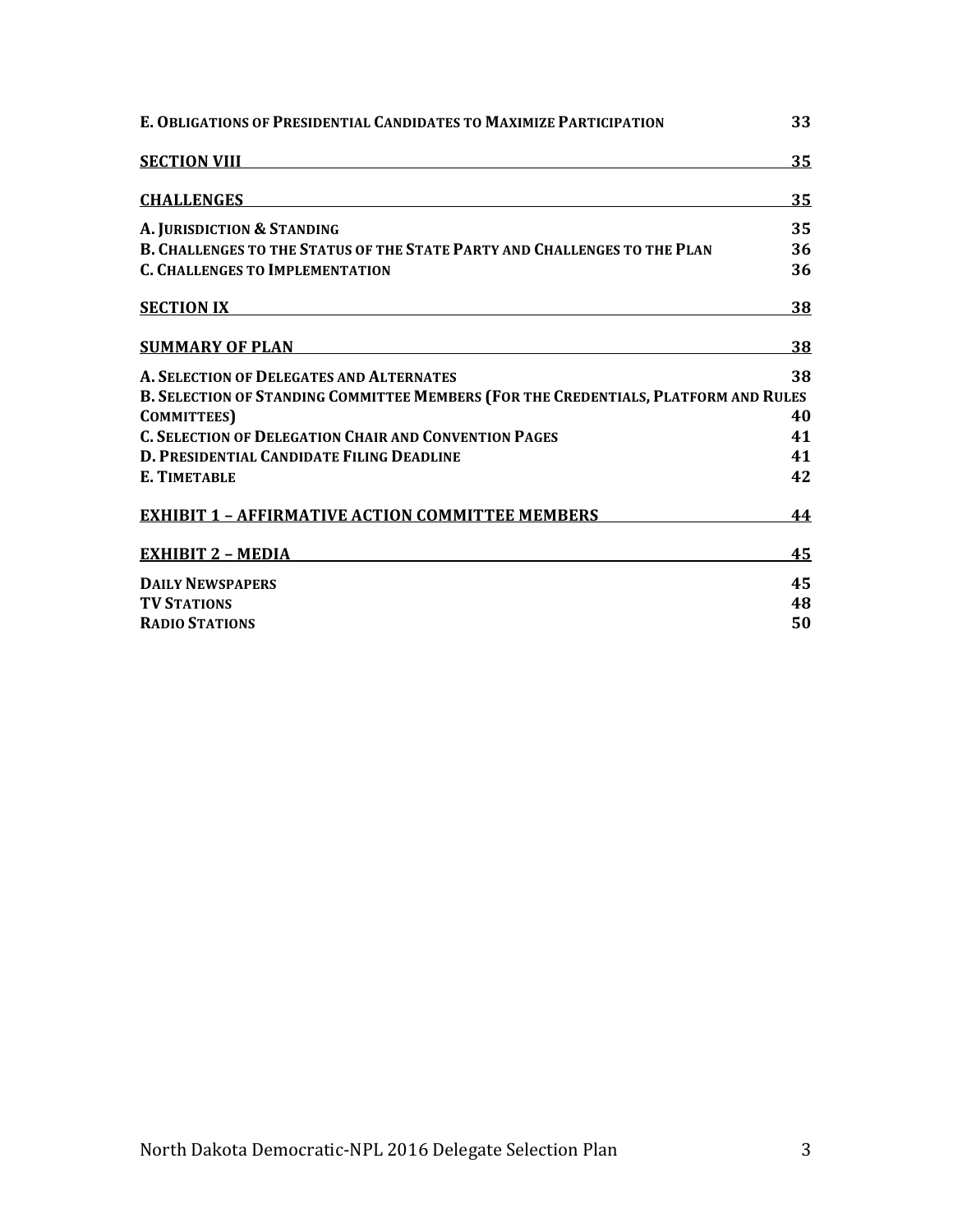**E. Obligations of Presidential Candidates to Maximize Participation** 33

**SECTION VIII** 35

**CHALLENGES** 35

**A. Jurisdiction & Standing** 35
**B. Challenges to the Status of the State Party and Challenges to the Plan** 36
**C. Challenges to Implementation** 36

**SECTION IX** 38

**SUMMARY OF PLAN** 38

**A. Selection of Delegates and Alternates** 38
**B. Selection of Standing Committee Members (For the Credentials, Platform and Rules Committees)** 40
**C. Selection of Delegation Chair and Convention Pages** 41
**D. Presidential Candidate Filing Deadline** 41
**E. Timetable** 42

**EXHIBIT 1 – AFFIRMATIVE ACTION COMMITTEE MEMBERS** 44

**EXHIBIT 2 – MEDIA** 45

**Daily Newspapers** 45
**TV Stations** 48
**Radio Stations** 50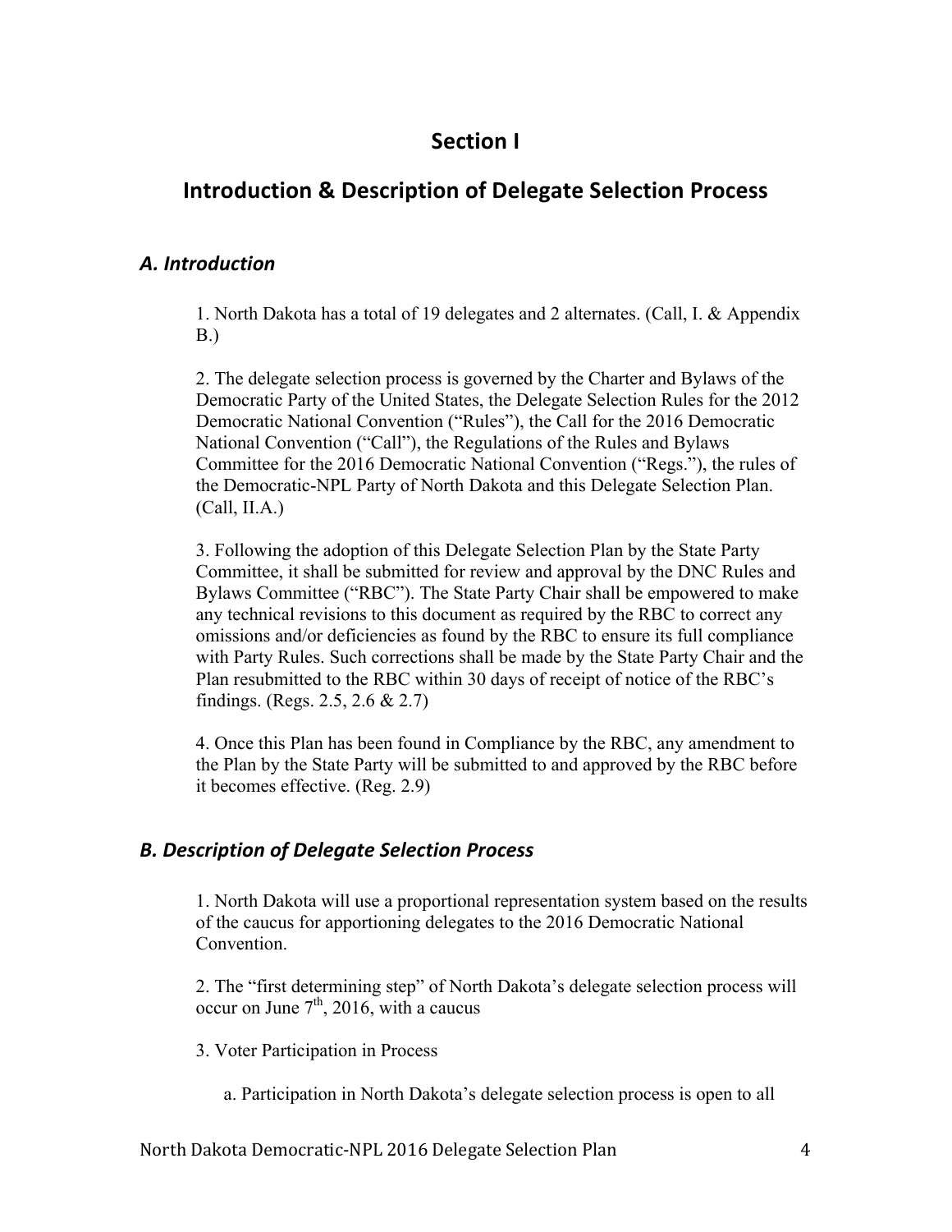# Section I

## Introduction & Description of Delegate Selection Process

### *A. Introduction*

1. North Dakota has a total of 19 delegates and 2 alternates. (Call, I. & Appendix B.)

2. The delegate selection process is governed by the Charter and Bylaws of the Democratic Party of the United States, the Delegate Selection Rules for the 2012 Democratic National Convention ("Rules"), the Call for the 2016 Democratic National Convention ("Call"), the Regulations of the Rules and Bylaws Committee for the 2016 Democratic National Convention ("Regs."), the rules of the Democratic-NPL Party of North Dakota and this Delegate Selection Plan. (Call, II.A.)

3. Following the adoption of this Delegate Selection Plan by the State Party Committee, it shall be submitted for review and approval by the DNC Rules and Bylaws Committee ("RBC"). The State Party Chair shall be empowered to make any technical revisions to this document as required by the RBC to correct any omissions and/or deficiencies as found by the RBC to ensure its full compliance with Party Rules. Such corrections shall be made by the State Party Chair and the Plan resubmitted to the RBC within 30 days of receipt of notice of the RBC's findings. (Regs. 2.5, 2.6 & 2.7)

4. Once this Plan has been found in Compliance by the RBC, any amendment to the Plan by the State Party will be submitted to and approved by the RBC before it becomes effective. (Reg. 2.9)

### *B. Description of Delegate Selection Process*

1. North Dakota will use a proportional representation system based on the results of the caucus for apportioning delegates to the 2016 Democratic National Convention.

2. The "first determining step" of North Dakota's delegate selection process will occur on June 7th, 2016, with a caucus

3. Voter Participation in Process

   a. Participation in North Dakota's delegate selection process is open to all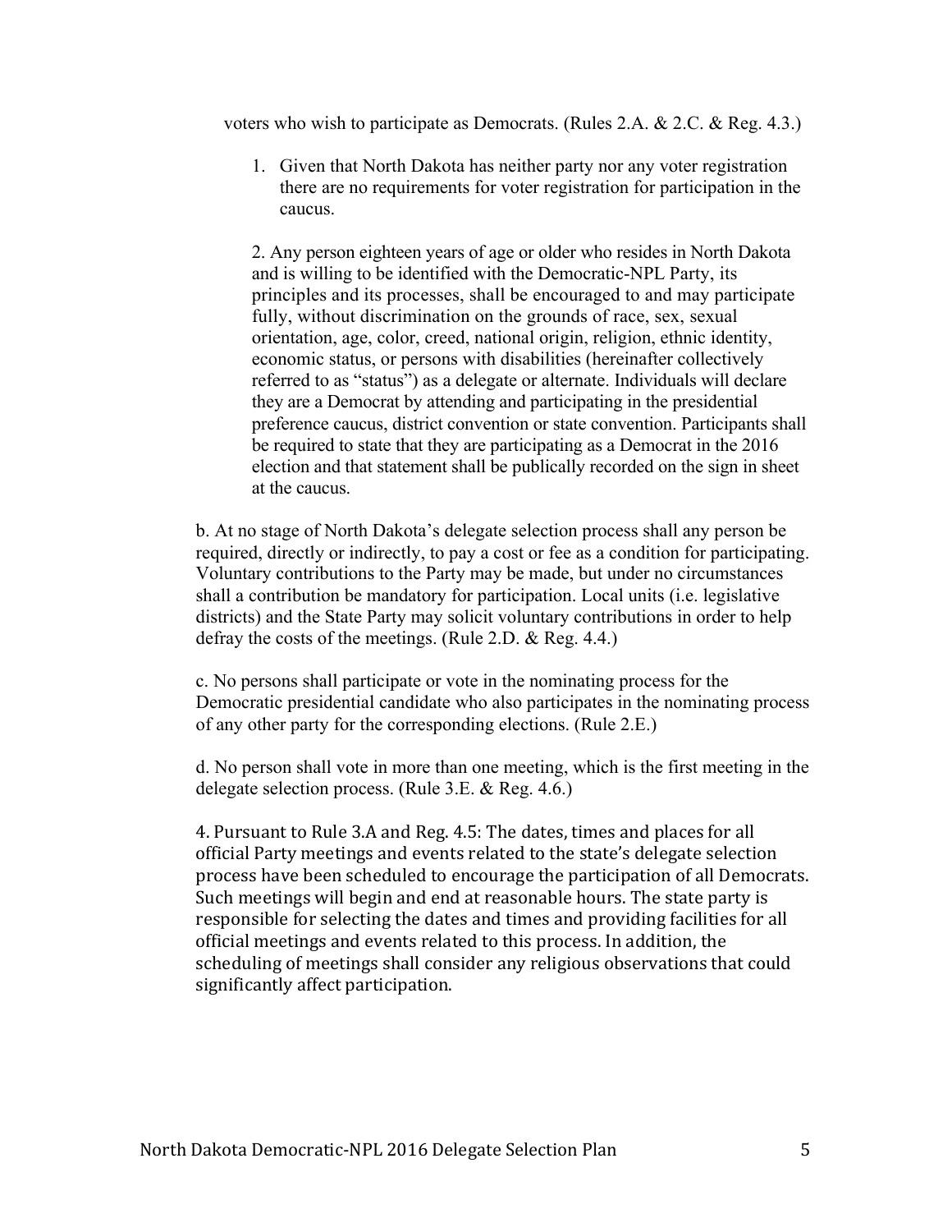voters who wish to participate as Democrats. (Rules 2.A. & 2.C. & Reg. 4.3.)

1. Given that North Dakota has neither party nor any voter registration there are no requirements for voter registration for participation in the caucus.

2. Any person eighteen years of age or older who resides in North Dakota and is willing to be identified with the Democratic-NPL Party, its principles and its processes, shall be encouraged to and may participate fully, without discrimination on the grounds of race, sex, sexual orientation, age, color, creed, national origin, religion, ethnic identity, economic status, or persons with disabilities (hereinafter collectively referred to as "status") as a delegate or alternate. Individuals will declare they are a Democrat by attending and participating in the presidential preference caucus, district convention or state convention. Participants shall be required to state that they are participating as a Democrat in the 2016 election and that statement shall be publically recorded on the sign in sheet at the caucus.

b. At no stage of North Dakota's delegate selection process shall any person be required, directly or indirectly, to pay a cost or fee as a condition for participating. Voluntary contributions to the Party may be made, but under no circumstances shall a contribution be mandatory for participation. Local units (i.e. legislative districts) and the State Party may solicit voluntary contributions in order to help defray the costs of the meetings. (Rule 2.D. & Reg. 4.4.)

c. No persons shall participate or vote in the nominating process for the Democratic presidential candidate who also participates in the nominating process of any other party for the corresponding elections. (Rule 2.E.)

d. No person shall vote in more than one meeting, which is the first meeting in the delegate selection process. (Rule 3.E. & Reg. 4.6.)

4. Pursuant to Rule 3.A and Reg. 4.5: The dates, times and places for all official Party meetings and events related to the state's delegate selection process have been scheduled to encourage the participation of all Democrats. Such meetings will begin and end at reasonable hours. The state party is responsible for selecting the dates and times and providing facilities for all official meetings and events related to this process. In addition, the scheduling of meetings shall consider any religious observations that could significantly affect participation.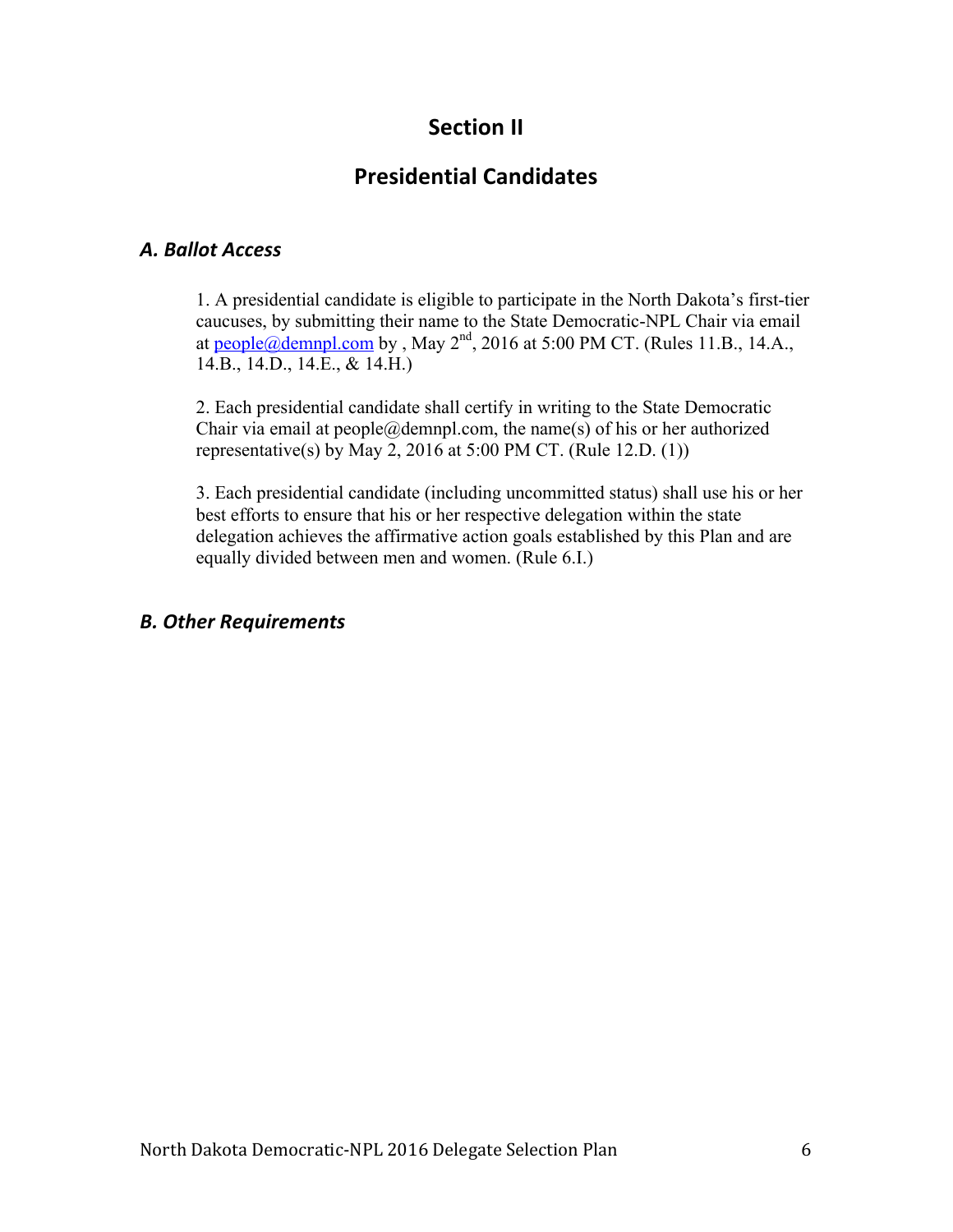# Section II

## Presidential Candidates

### *A. Ballot Access*

1. A presidential candidate is eligible to participate in the North Dakota's first-tier caucuses, by submitting their name to the State Democratic-NPL Chair via email at people@demnpl.com by , May 2nd, 2016 at 5:00 PM CT. (Rules 11.B., 14.A., 14.B., 14.D., 14.E., & 14.H.)

2. Each presidential candidate shall certify in writing to the State Democratic Chair via email at people@demnpl.com, the name(s) of his or her authorized representative(s) by May 2, 2016 at 5:00 PM CT. (Rule 12.D. (1))

3. Each presidential candidate (including uncommitted status) shall use his or her best efforts to ensure that his or her respective delegation within the state delegation achieves the affirmative action goals established by this Plan and are equally divided between men and women. (Rule 6.I.)

### *B. Other Requirements*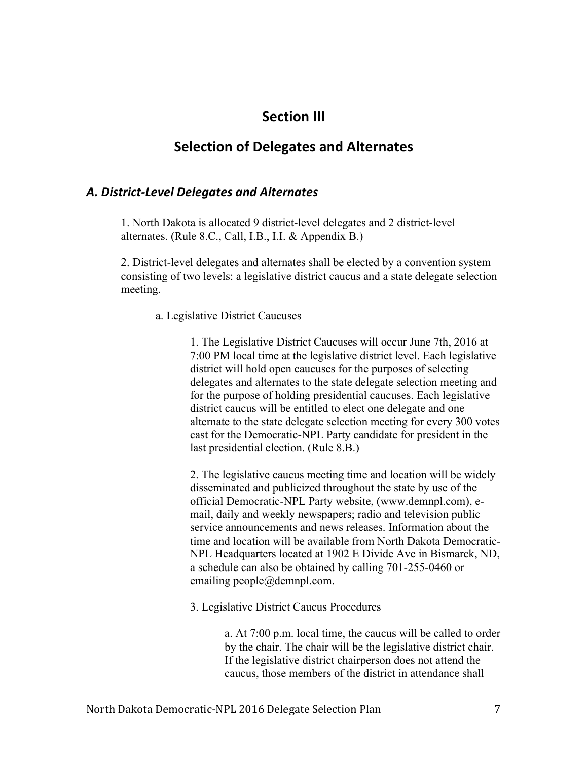# Section III

## Selection of Delegates and Alternates

### *A. District-Level Delegates and Alternates*

1. North Dakota is allocated 9 district-level delegates and 2 district-level alternates. (Rule 8.C., Call, I.B., I.I. & Appendix B.)

2. District-level delegates and alternates shall be elected by a convention system consisting of two levels: a legislative district caucus and a state delegate selection meeting.

   a. Legislative District Caucuses

      1. The Legislative District Caucuses will occur June 7th, 2016 at 7:00 PM local time at the legislative district level. Each legislative district will hold open caucuses for the purposes of selecting delegates and alternates to the state delegate selection meeting and for the purpose of holding presidential caucuses. Each legislative district caucus will be entitled to elect one delegate and one alternate to the state delegate selection meeting for every 300 votes cast for the Democratic-NPL Party candidate for president in the last presidential election. (Rule 8.B.)

      2. The legislative caucus meeting time and location will be widely disseminated and publicized throughout the state by use of the official Democratic-NPL Party website, (www.demnpl.com), e-mail, daily and weekly newspapers; radio and television public service announcements and news releases. Information about the time and location will be available from North Dakota Democratic-NPL Headquarters located at 1902 E Divide Ave in Bismarck, ND, a schedule can also be obtained by calling 701-255-0460 or emailing people@demnpl.com.

      3. Legislative District Caucus Procedures

         a. At 7:00 p.m. local time, the caucus will be called to order by the chair. The chair will be the legislative district chair. If the legislative district chairperson does not attend the caucus, those members of the district in attendance shall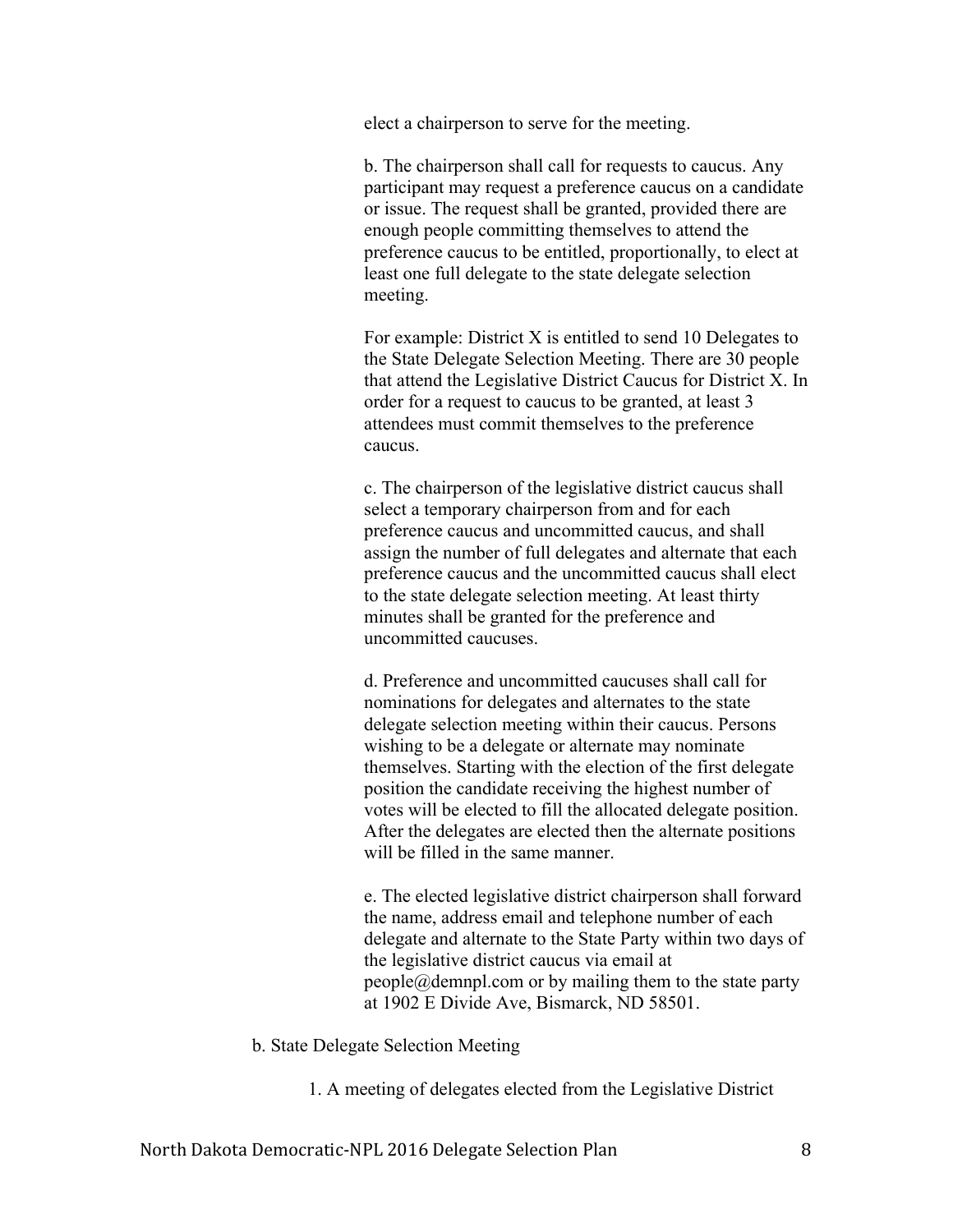elect a chairperson to serve for the meeting.

b. The chairperson shall call for requests to caucus. Any participant may request a preference caucus on a candidate or issue. The request shall be granted, provided there are enough people committing themselves to attend the preference caucus to be entitled, proportionally, to elect at least one full delegate to the state delegate selection meeting.

For example: District X is entitled to send 10 Delegates to the State Delegate Selection Meeting. There are 30 people that attend the Legislative District Caucus for District X. In order for a request to caucus to be granted, at least 3 attendees must commit themselves to the preference caucus.

c. The chairperson of the legislative district caucus shall select a temporary chairperson from and for each preference caucus and uncommitted caucus, and shall assign the number of full delegates and alternate that each preference caucus and the uncommitted caucus shall elect to the state delegate selection meeting. At least thirty minutes shall be granted for the preference and uncommitted caucuses.

d. Preference and uncommitted caucuses shall call for nominations for delegates and alternates to the state delegate selection meeting within their caucus. Persons wishing to be a delegate or alternate may nominate themselves. Starting with the election of the first delegate position the candidate receiving the highest number of votes will be elected to fill the allocated delegate position. After the delegates are elected then the alternate positions will be filled in the same manner.

e. The elected legislative district chairperson shall forward the name, address email and telephone number of each delegate and alternate to the State Party within two days of the legislative district caucus via email at people@demnpl.com or by mailing them to the state party at 1902 E Divide Ave, Bismarck, ND 58501.

b. State Delegate Selection Meeting

1. A meeting of delegates elected from the Legislative District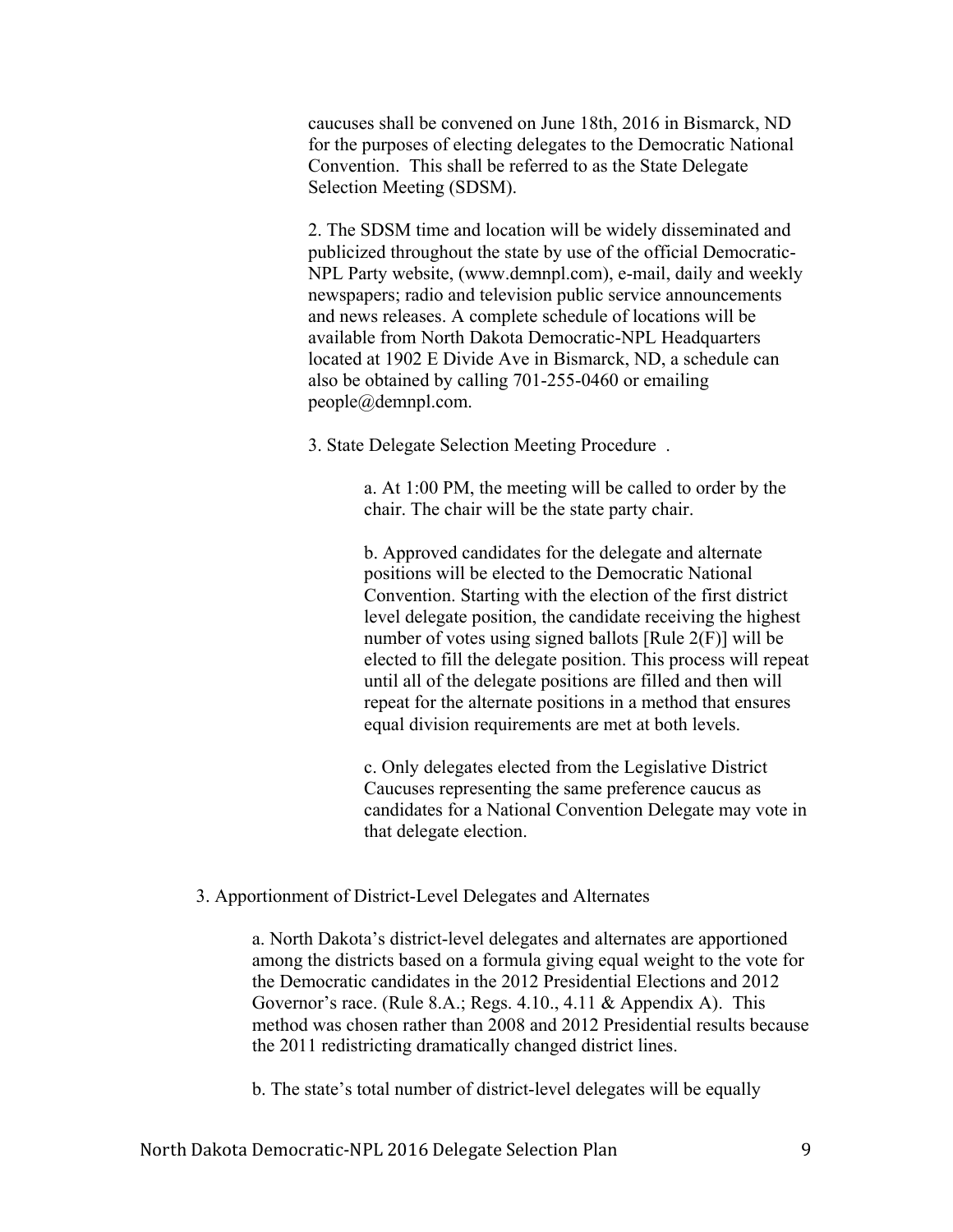caucuses shall be convened on June 18th, 2016 in Bismarck, ND for the purposes of electing delegates to the Democratic National Convention. This shall be referred to as the State Delegate Selection Meeting (SDSM).

2. The SDSM time and location will be widely disseminated and publicized throughout the state by use of the official Democratic-NPL Party website, (www.demnpl.com), e-mail, daily and weekly newspapers; radio and television public service announcements and news releases. A complete schedule of locations will be available from North Dakota Democratic-NPL Headquarters located at 1902 E Divide Ave in Bismarck, ND, a schedule can also be obtained by calling 701-255-0460 or emailing people@demnpl.com.

3. State Delegate Selection Meeting Procedure .

a. At 1:00 PM, the meeting will be called to order by the chair. The chair will be the state party chair.

b. Approved candidates for the delegate and alternate positions will be elected to the Democratic National Convention. Starting with the election of the first district level delegate position, the candidate receiving the highest number of votes using signed ballots [Rule 2(F)] will be elected to fill the delegate position. This process will repeat until all of the delegate positions are filled and then will repeat for the alternate positions in a method that ensures equal division requirements are met at both levels.

c. Only delegates elected from the Legislative District Caucuses representing the same preference caucus as candidates for a National Convention Delegate may vote in that delegate election.

3. Apportionment of District-Level Delegates and Alternates

a. North Dakota's district-level delegates and alternates are apportioned among the districts based on a formula giving equal weight to the vote for the Democratic candidates in the 2012 Presidential Elections and 2012 Governor's race. (Rule 8.A.; Regs. 4.10., 4.11 & Appendix A). This method was chosen rather than 2008 and 2012 Presidential results because the 2011 redistricting dramatically changed district lines.

b. The state's total number of district-level delegates will be equally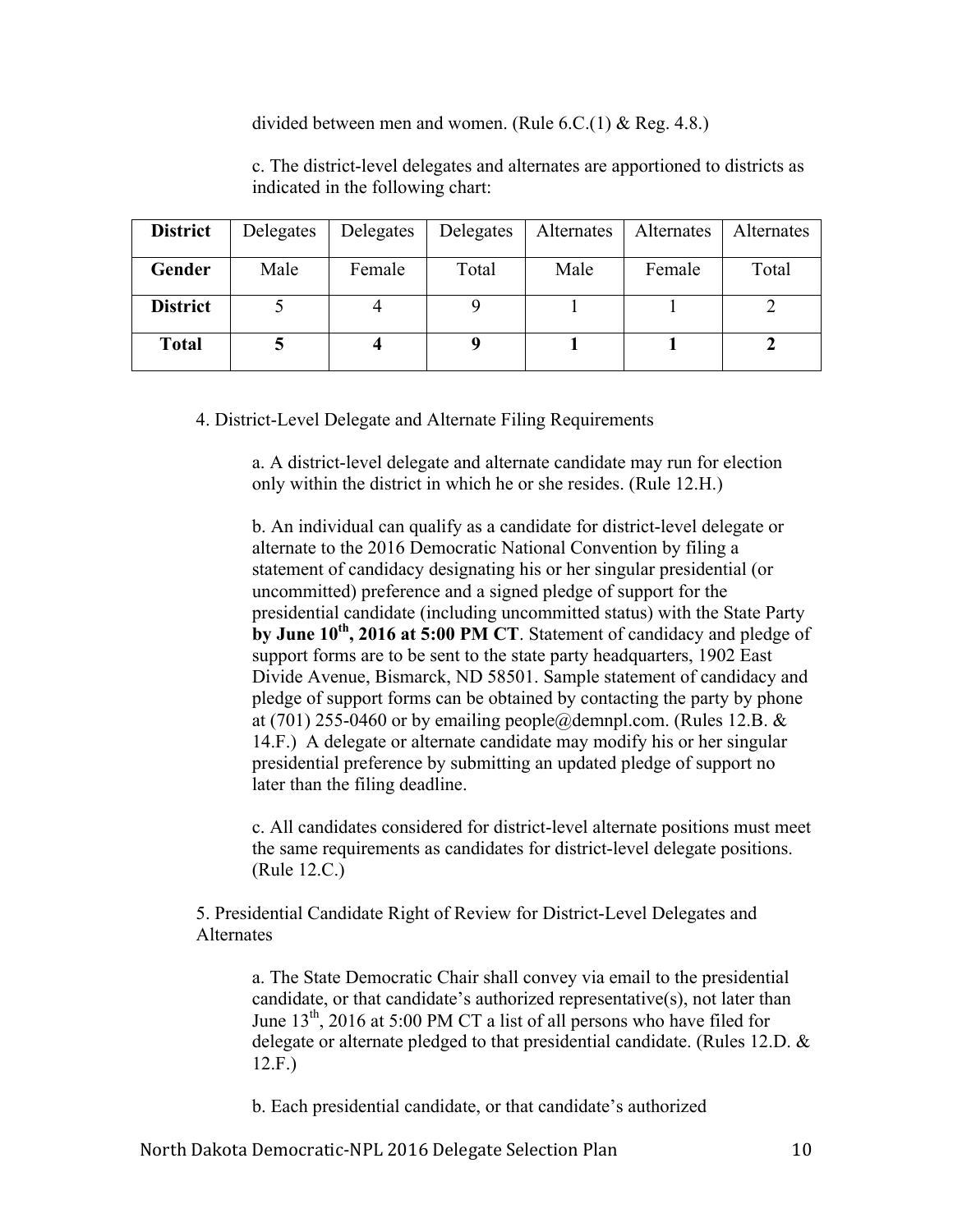divided between men and women. (Rule 6.C.(1) & Reg. 4.8.)

c. The district-level delegates and alternates are apportioned to districts as indicated in the following chart:

| **District** | Delegates | Delegates | Delegates | Alternates | Alternates | Alternates |
|---|---|---|---|---|---|---|
| **Gender** | Male | Female | Total | Male | Female | Total |
| **District** | 5 | 4 | 9 | 1 | 1 | 2 |
| **Total** | **5** | **4** | **9** | **1** | **1** | **2** |

4. District-Level Delegate and Alternate Filing Requirements

a. A district-level delegate and alternate candidate may run for election only within the district in which he or she resides. (Rule 12.H.)

b. An individual can qualify as a candidate for district-level delegate or alternate to the 2016 Democratic National Convention by filing a statement of candidacy designating his or her singular presidential (or uncommitted) preference and a signed pledge of support for the presidential candidate (including uncommitted status) with the State Party **by June 10th, 2016 at 5:00 PM CT**. Statement of candidacy and pledge of support forms are to be sent to the state party headquarters, 1902 East Divide Avenue, Bismarck, ND 58501. Sample statement of candidacy and pledge of support forms can be obtained by contacting the party by phone at (701) 255-0460 or by emailing people@demnpl.com. (Rules 12.B. & 14.F.) A delegate or alternate candidate may modify his or her singular presidential preference by submitting an updated pledge of support no later than the filing deadline.

c. All candidates considered for district-level alternate positions must meet the same requirements as candidates for district-level delegate positions. (Rule 12.C.)

5. Presidential Candidate Right of Review for District-Level Delegates and Alternates

a. The State Democratic Chair shall convey via email to the presidential candidate, or that candidate's authorized representative(s), not later than June 13th, 2016 at 5:00 PM CT a list of all persons who have filed for delegate or alternate pledged to that presidential candidate. (Rules 12.D. & 12.F.)

b. Each presidential candidate, or that candidate's authorized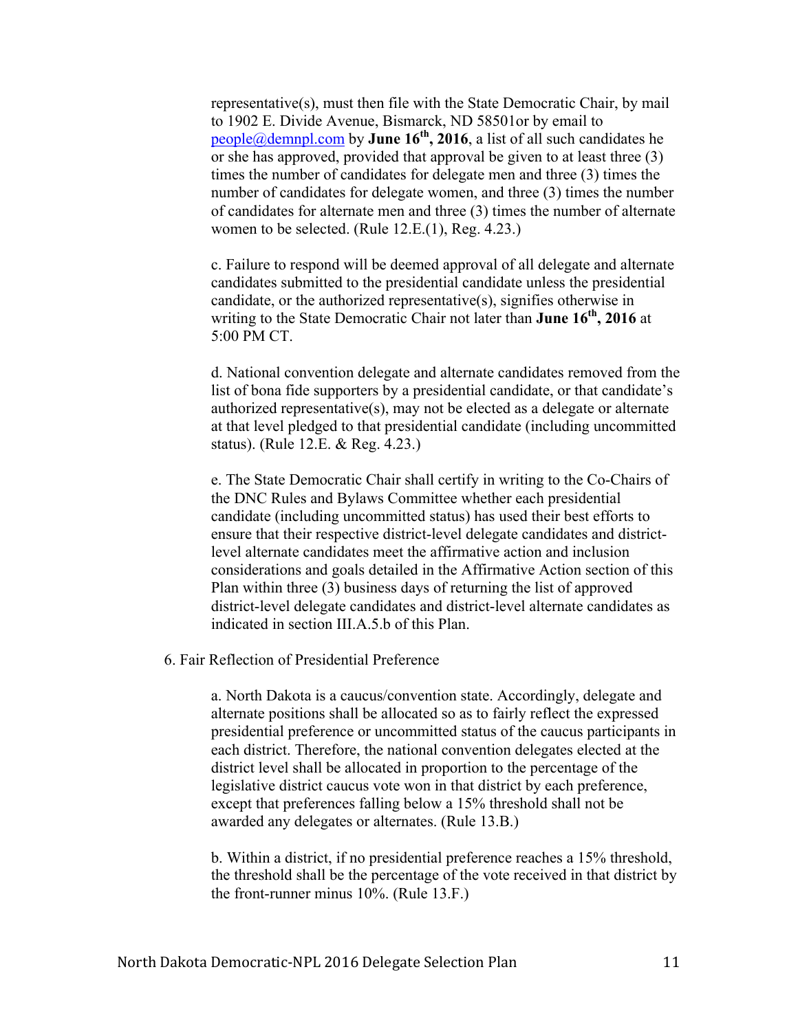representative(s), must then file with the State Democratic Chair, by mail to 1902 E. Divide Avenue, Bismarck, ND 58501or by email to people@demnpl.com by **June 16th, 2016**, a list of all such candidates he or she has approved, provided that approval be given to at least three (3) times the number of candidates for delegate men and three (3) times the number of candidates for delegate women, and three (3) times the number of candidates for alternate men and three (3) times the number of alternate women to be selected. (Rule 12.E.(1), Reg. 4.23.)

c. Failure to respond will be deemed approval of all delegate and alternate candidates submitted to the presidential candidate unless the presidential candidate, or the authorized representative(s), signifies otherwise in writing to the State Democratic Chair not later than **June 16th, 2016** at 5:00 PM CT.

d. National convention delegate and alternate candidates removed from the list of bona fide supporters by a presidential candidate, or that candidate's authorized representative(s), may not be elected as a delegate or alternate at that level pledged to that presidential candidate (including uncommitted status). (Rule 12.E. & Reg. 4.23.)

e. The State Democratic Chair shall certify in writing to the Co-Chairs of the DNC Rules and Bylaws Committee whether each presidential candidate (including uncommitted status) has used their best efforts to ensure that their respective district-level delegate candidates and district-level alternate candidates meet the affirmative action and inclusion considerations and goals detailed in the Affirmative Action section of this Plan within three (3) business days of returning the list of approved district-level delegate candidates and district-level alternate candidates as indicated in section III.A.5.b of this Plan.

6. Fair Reflection of Presidential Preference

a. North Dakota is a caucus/convention state. Accordingly, delegate and alternate positions shall be allocated so as to fairly reflect the expressed presidential preference or uncommitted status of the caucus participants in each district. Therefore, the national convention delegates elected at the district level shall be allocated in proportion to the percentage of the legislative district caucus vote won in that district by each preference, except that preferences falling below a 15% threshold shall not be awarded any delegates or alternates. (Rule 13.B.)

b. Within a district, if no presidential preference reaches a 15% threshold, the threshold shall be the percentage of the vote received in that district by the front-runner minus 10%. (Rule 13.F.)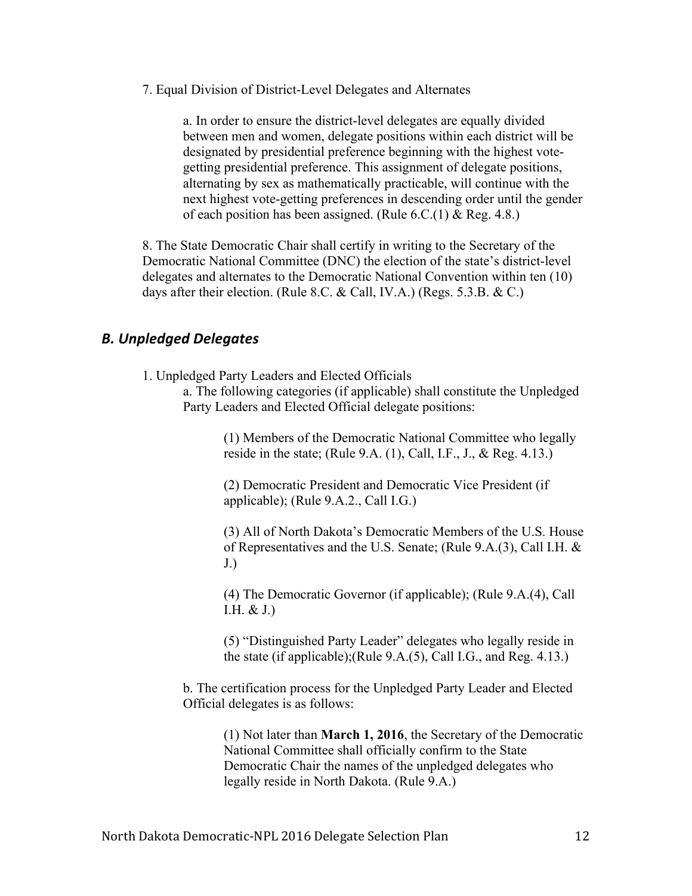7. Equal Division of District-Level Delegates and Alternates

a. In order to ensure the district-level delegates are equally divided between men and women, delegate positions within each district will be designated by presidential preference beginning with the highest vote-getting presidential preference. This assignment of delegate positions, alternating by sex as mathematically practicable, will continue with the next highest vote-getting preferences in descending order until the gender of each position has been assigned. (Rule 6.C.(1) & Reg. 4.8.)

8. The State Democratic Chair shall certify in writing to the Secretary of the Democratic National Committee (DNC) the election of the state's district-level delegates and alternates to the Democratic National Convention within ten (10) days after their election. (Rule 8.C. & Call, IV.A.) (Regs. 5.3.B. & C.)

## *B. Unpledged Delegates*

1. Unpledged Party Leaders and Elected Officials

a. The following categories (if applicable) shall constitute the Unpledged Party Leaders and Elected Official delegate positions:

(1) Members of the Democratic National Committee who legally reside in the state; (Rule 9.A. (1), Call, I.F., J., & Reg. 4.13.)

(2) Democratic President and Democratic Vice President (if applicable); (Rule 9.A.2., Call I.G.)

(3) All of North Dakota's Democratic Members of the U.S. House of Representatives and the U.S. Senate; (Rule 9.A.(3), Call I.H. & J.)

(4) The Democratic Governor (if applicable); (Rule 9.A.(4), Call I.H. & J.)

(5) "Distinguished Party Leader" delegates who legally reside in the state (if applicable);(Rule 9.A.(5), Call I.G., and Reg. 4.13.)

b. The certification process for the Unpledged Party Leader and Elected Official delegates is as follows:

(1) Not later than **March 1, 2016**, the Secretary of the Democratic National Committee shall officially confirm to the State Democratic Chair the names of the unpledged delegates who legally reside in North Dakota. (Rule 9.A.)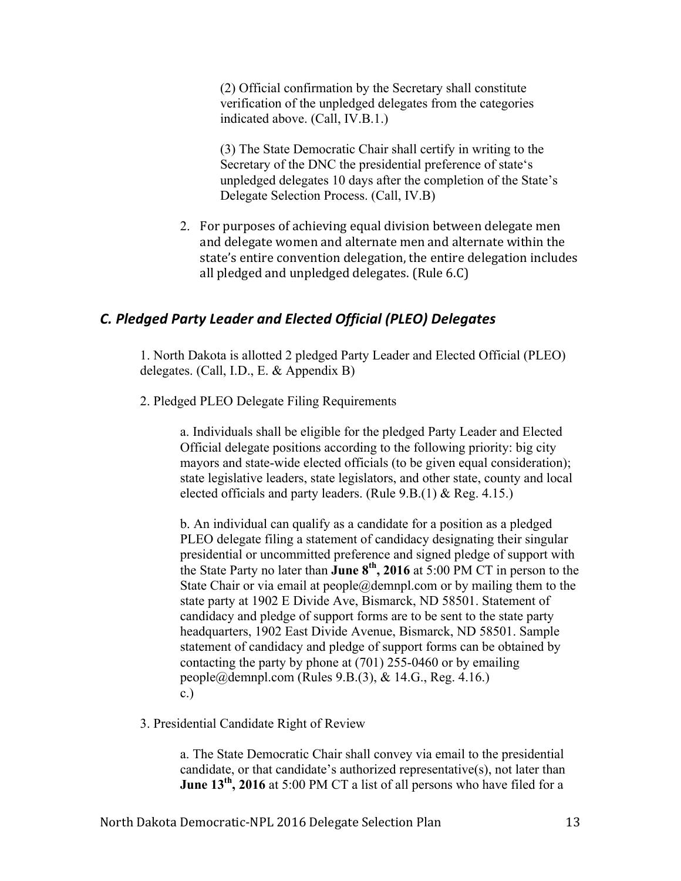(2) Official confirmation by the Secretary shall constitute verification of the unpledged delegates from the categories indicated above. (Call, IV.B.1.)

(3) The State Democratic Chair shall certify in writing to the Secretary of the DNC the presidential preference of state's unpledged delegates 10 days after the completion of the State's Delegate Selection Process. (Call, IV.B)

2. For purposes of achieving equal division between delegate men and delegate women and alternate men and alternate within the state's entire convention delegation, the entire delegation includes all pledged and unpledged delegates. (Rule 6.C)

### *C. Pledged Party Leader and Elected Official (PLEO) Delegates*

1. North Dakota is allotted 2 pledged Party Leader and Elected Official (PLEO) delegates. (Call, I.D., E. & Appendix B)

2. Pledged PLEO Delegate Filing Requirements

a. Individuals shall be eligible for the pledged Party Leader and Elected Official delegate positions according to the following priority: big city mayors and state-wide elected officials (to be given equal consideration); state legislative leaders, state legislators, and other state, county and local elected officials and party leaders. (Rule 9.B.(1) & Reg. 4.15.)

b. An individual can qualify as a candidate for a position as a pledged PLEO delegate filing a statement of candidacy designating their singular presidential or uncommitted preference and signed pledge of support with the State Party no later than **June 8th, 2016** at 5:00 PM CT in person to the State Chair or via email at people@demnpl.com or by mailing them to the state party at 1902 E Divide Ave, Bismarck, ND 58501. Statement of candidacy and pledge of support forms are to be sent to the state party headquarters, 1902 East Divide Avenue, Bismarck, ND 58501. Sample statement of candidacy and pledge of support forms can be obtained by contacting the party by phone at (701) 255-0460 or by emailing people@demnpl.com (Rules 9.B.(3), & 14.G., Reg. 4.16.)

c.)

3. Presidential Candidate Right of Review

a. The State Democratic Chair shall convey via email to the presidential candidate, or that candidate's authorized representative(s), not later than **June 13th, 2016** at 5:00 PM CT a list of all persons who have filed for a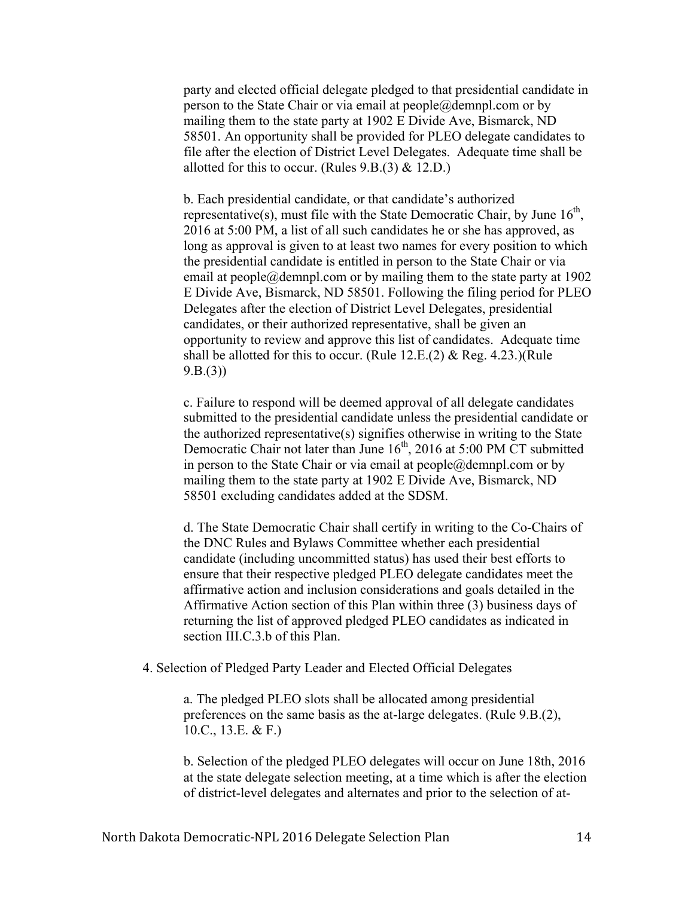party and elected official delegate pledged to that presidential candidate in person to the State Chair or via email at people@demnpl.com or by mailing them to the state party at 1902 E Divide Ave, Bismarck, ND 58501. An opportunity shall be provided for PLEO delegate candidates to file after the election of District Level Delegates. Adequate time shall be allotted for this to occur. (Rules 9.B.(3) & 12.D.)

b. Each presidential candidate, or that candidate's authorized representative(s), must file with the State Democratic Chair, by June 16th, 2016 at 5:00 PM, a list of all such candidates he or she has approved, as long as approval is given to at least two names for every position to which the presidential candidate is entitled in person to the State Chair or via email at people@demnpl.com or by mailing them to the state party at 1902 E Divide Ave, Bismarck, ND 58501. Following the filing period for PLEO Delegates after the election of District Level Delegates, presidential candidates, or their authorized representative, shall be given an opportunity to review and approve this list of candidates. Adequate time shall be allotted for this to occur. (Rule 12.E.(2) & Reg. 4.23.)(Rule 9.B.(3))

c. Failure to respond will be deemed approval of all delegate candidates submitted to the presidential candidate unless the presidential candidate or the authorized representative(s) signifies otherwise in writing to the State Democratic Chair not later than June 16th, 2016 at 5:00 PM CT submitted in person to the State Chair or via email at people@demnpl.com or by mailing them to the state party at 1902 E Divide Ave, Bismarck, ND 58501 excluding candidates added at the SDSM.

d. The State Democratic Chair shall certify in writing to the Co-Chairs of the DNC Rules and Bylaws Committee whether each presidential candidate (including uncommitted status) has used their best efforts to ensure that their respective pledged PLEO delegate candidates meet the affirmative action and inclusion considerations and goals detailed in the Affirmative Action section of this Plan within three (3) business days of returning the list of approved pledged PLEO candidates as indicated in section III.C.3.b of this Plan.

4. Selection of Pledged Party Leader and Elected Official Delegates

a. The pledged PLEO slots shall be allocated among presidential preferences on the same basis as the at-large delegates. (Rule 9.B.(2), 10.C., 13.E. & F.)

b. Selection of the pledged PLEO delegates will occur on June 18th, 2016 at the state delegate selection meeting, at a time which is after the election of district-level delegates and alternates and prior to the selection of at-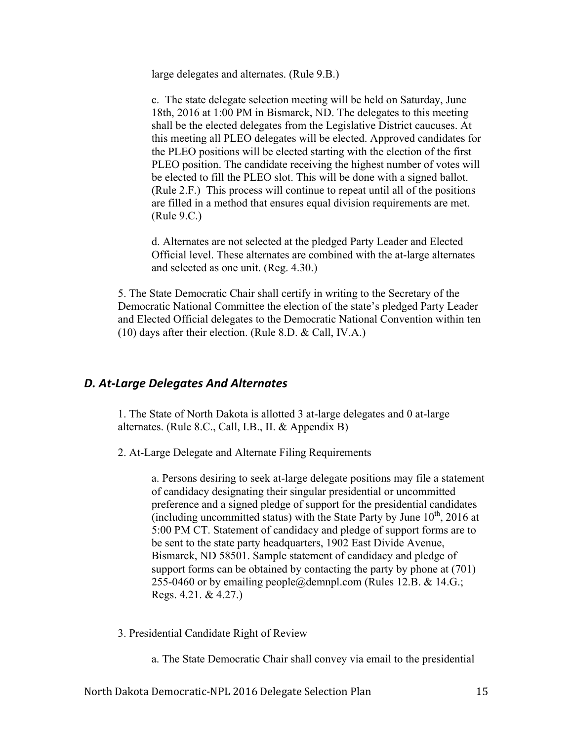large delegates and alternates. (Rule 9.B.)

c. The state delegate selection meeting will be held on Saturday, June 18th, 2016 at 1:00 PM in Bismarck, ND. The delegates to this meeting shall be the elected delegates from the Legislative District caucuses. At this meeting all PLEO delegates will be elected. Approved candidates for the PLEO positions will be elected starting with the election of the first PLEO position. The candidate receiving the highest number of votes will be elected to fill the PLEO slot. This will be done with a signed ballot. (Rule 2.F.) This process will continue to repeat until all of the positions are filled in a method that ensures equal division requirements are met. (Rule 9.C.)

d. Alternates are not selected at the pledged Party Leader and Elected Official level. These alternates are combined with the at-large alternates and selected as one unit. (Reg. 4.30.)

5. The State Democratic Chair shall certify in writing to the Secretary of the Democratic National Committee the election of the state's pledged Party Leader and Elected Official delegates to the Democratic National Convention within ten (10) days after their election. (Rule 8.D. & Call, IV.A.)

### *D. At-Large Delegates And Alternates*

1. The State of North Dakota is allotted 3 at-large delegates and 0 at-large alternates. (Rule 8.C., Call, I.B., II. & Appendix B)

2. At-Large Delegate and Alternate Filing Requirements

a. Persons desiring to seek at-large delegate positions may file a statement of candidacy designating their singular presidential or uncommitted preference and a signed pledge of support for the presidential candidates (including uncommitted status) with the State Party by June 10th, 2016 at 5:00 PM CT. Statement of candidacy and pledge of support forms are to be sent to the state party headquarters, 1902 East Divide Avenue, Bismarck, ND 58501. Sample statement of candidacy and pledge of support forms can be obtained by contacting the party by phone at (701) 255-0460 or by emailing people@demnpl.com (Rules 12.B. & 14.G.; Regs. 4.21. & 4.27.)

3. Presidential Candidate Right of Review

a. The State Democratic Chair shall convey via email to the presidential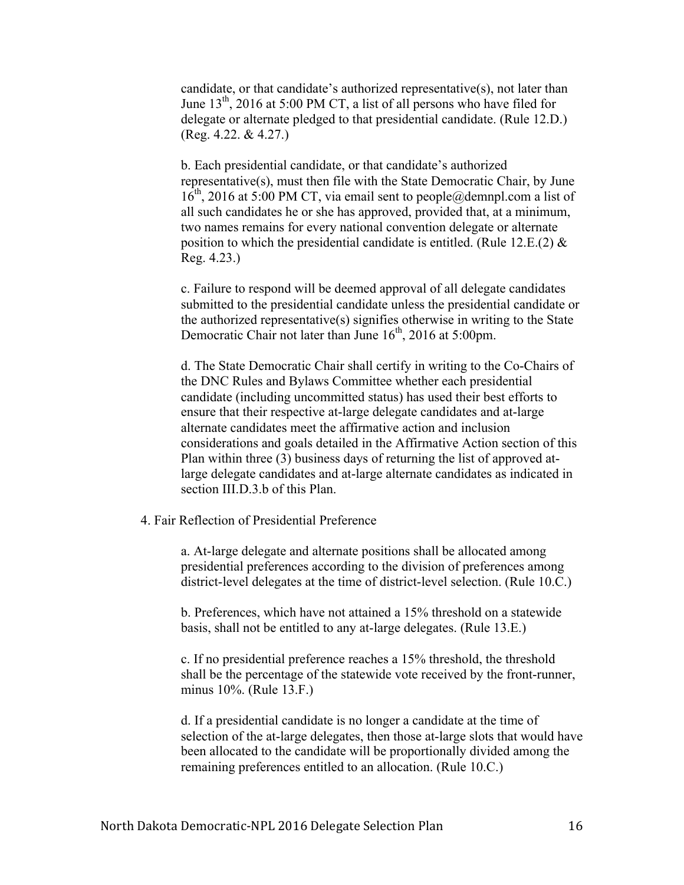candidate, or that candidate's authorized representative(s), not later than June 13th, 2016 at 5:00 PM CT, a list of all persons who have filed for delegate or alternate pledged to that presidential candidate. (Rule 12.D.) (Reg. 4.22. & 4.27.)

b. Each presidential candidate, or that candidate's authorized representative(s), must then file with the State Democratic Chair, by June 16th, 2016 at 5:00 PM CT, via email sent to people@demnpl.com a list of all such candidates he or she has approved, provided that, at a minimum, two names remains for every national convention delegate or alternate position to which the presidential candidate is entitled. (Rule 12.E.(2) & Reg. 4.23.)

c. Failure to respond will be deemed approval of all delegate candidates submitted to the presidential candidate unless the presidential candidate or the authorized representative(s) signifies otherwise in writing to the State Democratic Chair not later than June 16th, 2016 at 5:00pm.

d. The State Democratic Chair shall certify in writing to the Co-Chairs of the DNC Rules and Bylaws Committee whether each presidential candidate (including uncommitted status) has used their best efforts to ensure that their respective at-large delegate candidates and at-large alternate candidates meet the affirmative action and inclusion considerations and goals detailed in the Affirmative Action section of this Plan within three (3) business days of returning the list of approved at-large delegate candidates and at-large alternate candidates as indicated in section III.D.3.b of this Plan.

4. Fair Reflection of Presidential Preference

a. At-large delegate and alternate positions shall be allocated among presidential preferences according to the division of preferences among district-level delegates at the time of district-level selection. (Rule 10.C.)

b. Preferences, which have not attained a 15% threshold on a statewide basis, shall not be entitled to any at-large delegates. (Rule 13.E.)

c. If no presidential preference reaches a 15% threshold, the threshold shall be the percentage of the statewide vote received by the front-runner, minus 10%. (Rule 13.F.)

d. If a presidential candidate is no longer a candidate at the time of selection of the at-large delegates, then those at-large slots that would have been allocated to the candidate will be proportionally divided among the remaining preferences entitled to an allocation. (Rule 10.C.)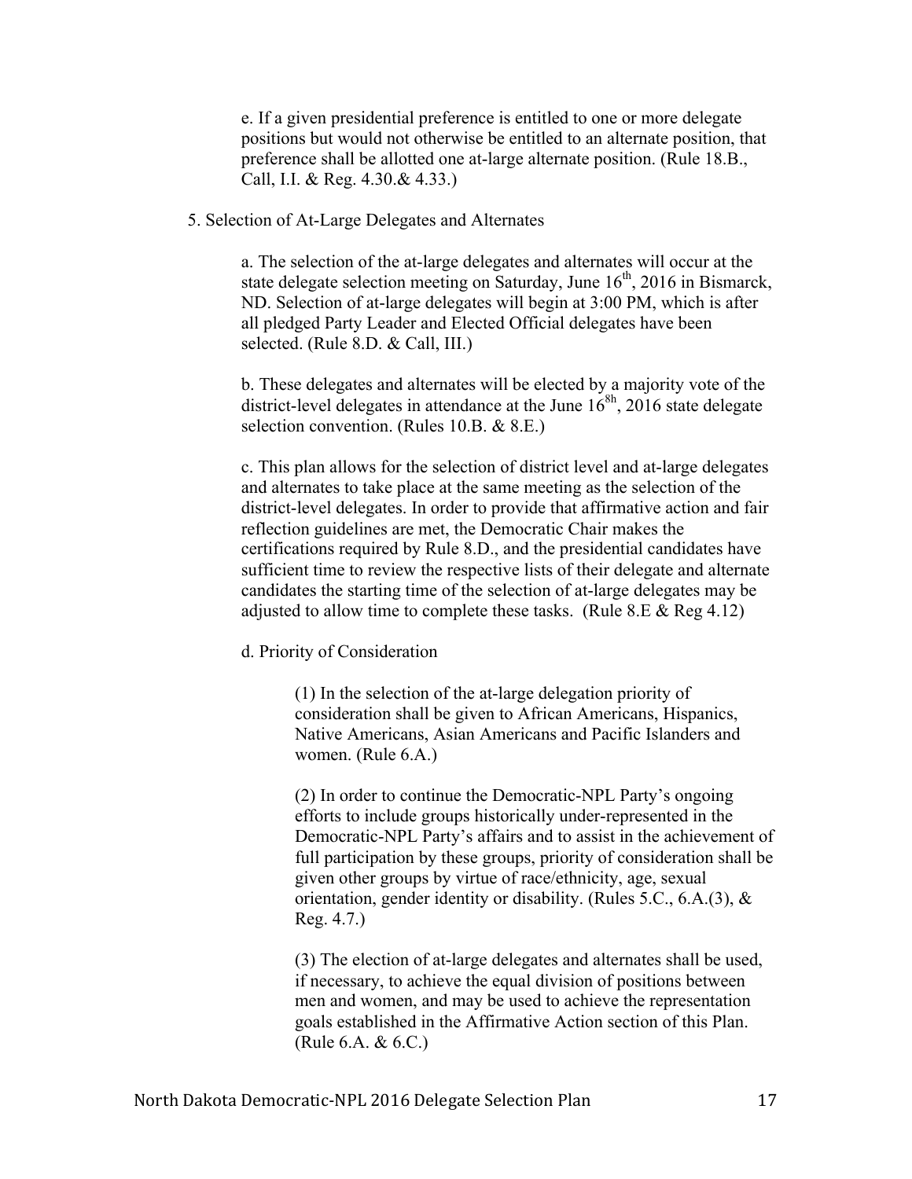e. If a given presidential preference is entitled to one or more delegate positions but would not otherwise be entitled to an alternate position, that preference shall be allotted one at-large alternate position. (Rule 18.B., Call, I.I. & Reg. 4.30.& 4.33.)

5. Selection of At-Large Delegates and Alternates

a. The selection of the at-large delegates and alternates will occur at the state delegate selection meeting on Saturday, June 16th, 2016 in Bismarck, ND. Selection of at-large delegates will begin at 3:00 PM, which is after all pledged Party Leader and Elected Official delegates have been selected. (Rule 8.D. & Call, III.)

b. These delegates and alternates will be elected by a majority vote of the district-level delegates in attendance at the June 168h, 2016 state delegate selection convention. (Rules 10.B. & 8.E.)

c. This plan allows for the selection of district level and at-large delegates and alternates to take place at the same meeting as the selection of the district-level delegates. In order to provide that affirmative action and fair reflection guidelines are met, the Democratic Chair makes the certifications required by Rule 8.D., and the presidential candidates have sufficient time to review the respective lists of their delegate and alternate candidates the starting time of the selection of at-large delegates may be adjusted to allow time to complete these tasks. (Rule 8.E & Reg 4.12)

d. Priority of Consideration

(1) In the selection of the at-large delegation priority of consideration shall be given to African Americans, Hispanics, Native Americans, Asian Americans and Pacific Islanders and women. (Rule 6.A.)

(2) In order to continue the Democratic-NPL Party's ongoing efforts to include groups historically under-represented in the Democratic-NPL Party's affairs and to assist in the achievement of full participation by these groups, priority of consideration shall be given other groups by virtue of race/ethnicity, age, sexual orientation, gender identity or disability. (Rules 5.C., 6.A.(3), & Reg. 4.7.)

(3) The election of at-large delegates and alternates shall be used, if necessary, to achieve the equal division of positions between men and women, and may be used to achieve the representation goals established in the Affirmative Action section of this Plan. (Rule 6.A. & 6.C.)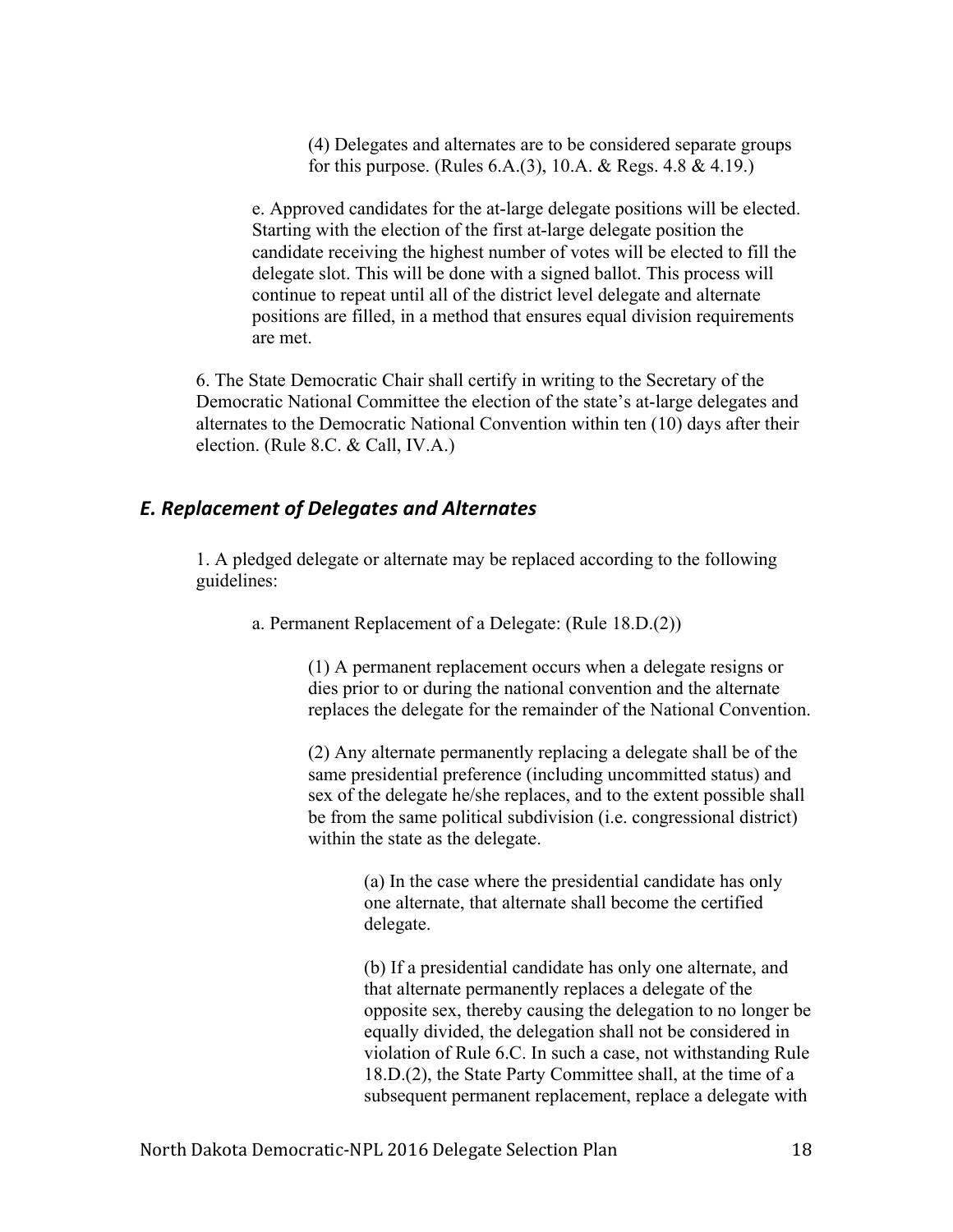(4) Delegates and alternates are to be considered separate groups for this purpose. (Rules 6.A.(3), 10.A. & Regs. 4.8 & 4.19.)

e. Approved candidates for the at-large delegate positions will be elected. Starting with the election of the first at-large delegate position the candidate receiving the highest number of votes will be elected to fill the delegate slot. This will be done with a signed ballot. This process will continue to repeat until all of the district level delegate and alternate positions are filled, in a method that ensures equal division requirements are met.

6. The State Democratic Chair shall certify in writing to the Secretary of the Democratic National Committee the election of the state's at-large delegates and alternates to the Democratic National Convention within ten (10) days after their election. (Rule 8.C. & Call, IV.A.)

### *E. Replacement of Delegates and Alternates*

1. A pledged delegate or alternate may be replaced according to the following guidelines:

a. Permanent Replacement of a Delegate: (Rule 18.D.(2))

(1) A permanent replacement occurs when a delegate resigns or dies prior to or during the national convention and the alternate replaces the delegate for the remainder of the National Convention.

(2) Any alternate permanently replacing a delegate shall be of the same presidential preference (including uncommitted status) and sex of the delegate he/she replaces, and to the extent possible shall be from the same political subdivision (i.e. congressional district) within the state as the delegate.

(a) In the case where the presidential candidate has only one alternate, that alternate shall become the certified delegate.

(b) If a presidential candidate has only one alternate, and that alternate permanently replaces a delegate of the opposite sex, thereby causing the delegation to no longer be equally divided, the delegation shall not be considered in violation of Rule 6.C. In such a case, not withstanding Rule 18.D.(2), the State Party Committee shall, at the time of a subsequent permanent replacement, replace a delegate with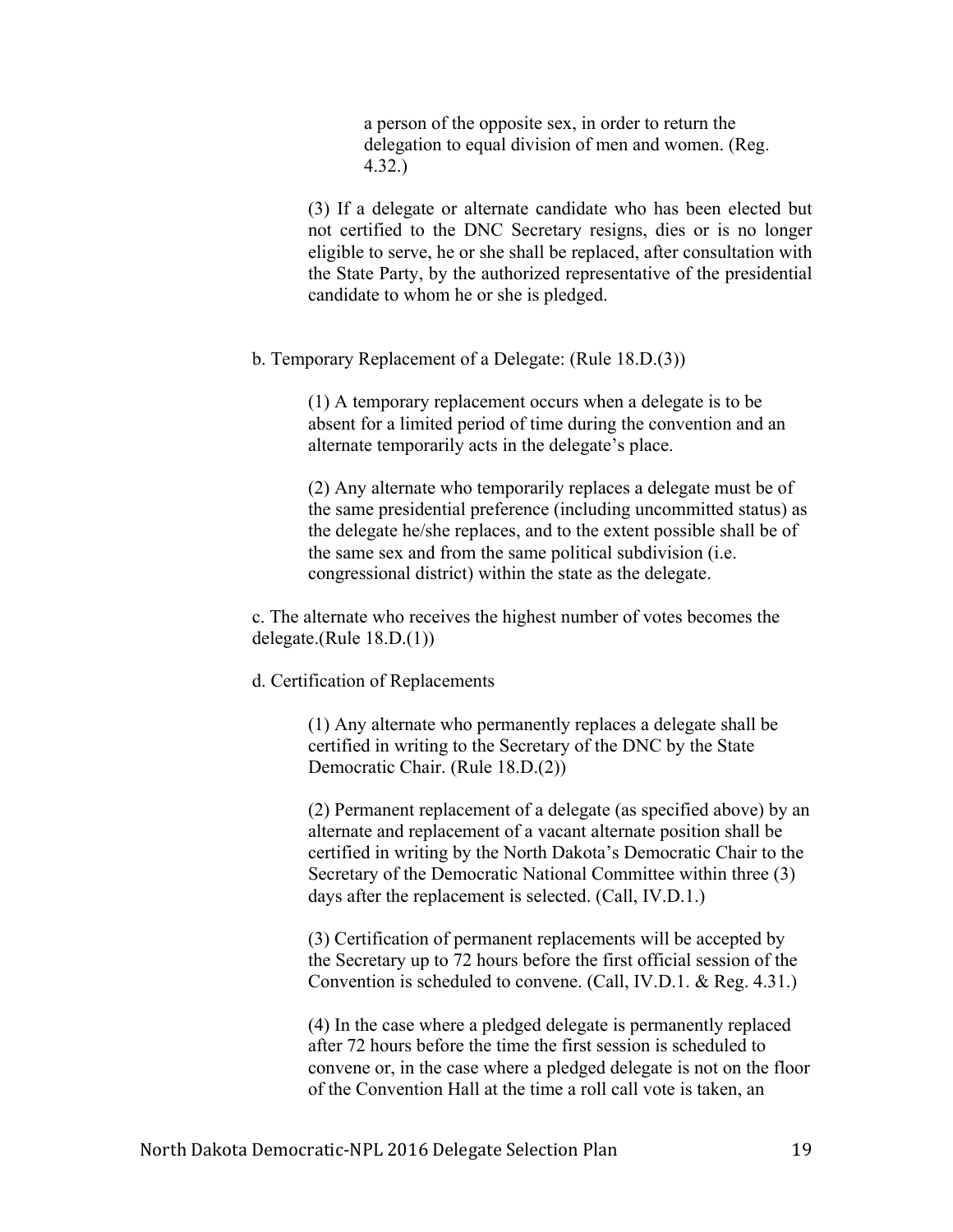a person of the opposite sex, in order to return the delegation to equal division of men and women. (Reg. 4.32.)

(3) If a delegate or alternate candidate who has been elected but not certified to the DNC Secretary resigns, dies or is no longer eligible to serve, he or she shall be replaced, after consultation with the State Party, by the authorized representative of the presidential candidate to whom he or she is pledged.

b. Temporary Replacement of a Delegate: (Rule 18.D.(3))

(1) A temporary replacement occurs when a delegate is to be absent for a limited period of time during the convention and an alternate temporarily acts in the delegate's place.

(2) Any alternate who temporarily replaces a delegate must be of the same presidential preference (including uncommitted status) as the delegate he/she replaces, and to the extent possible shall be of the same sex and from the same political subdivision (i.e. congressional district) within the state as the delegate.

c. The alternate who receives the highest number of votes becomes the delegate.(Rule 18.D.(1))

d. Certification of Replacements

(1) Any alternate who permanently replaces a delegate shall be certified in writing to the Secretary of the DNC by the State Democratic Chair. (Rule 18.D.(2))

(2) Permanent replacement of a delegate (as specified above) by an alternate and replacement of a vacant alternate position shall be certified in writing by the North Dakota's Democratic Chair to the Secretary of the Democratic National Committee within three (3) days after the replacement is selected. (Call, IV.D.1.)

(3) Certification of permanent replacements will be accepted by the Secretary up to 72 hours before the first official session of the Convention is scheduled to convene. (Call, IV.D.1. & Reg. 4.31.)

(4) In the case where a pledged delegate is permanently replaced after 72 hours before the time the first session is scheduled to convene or, in the case where a pledged delegate is not on the floor of the Convention Hall at the time a roll call vote is taken, an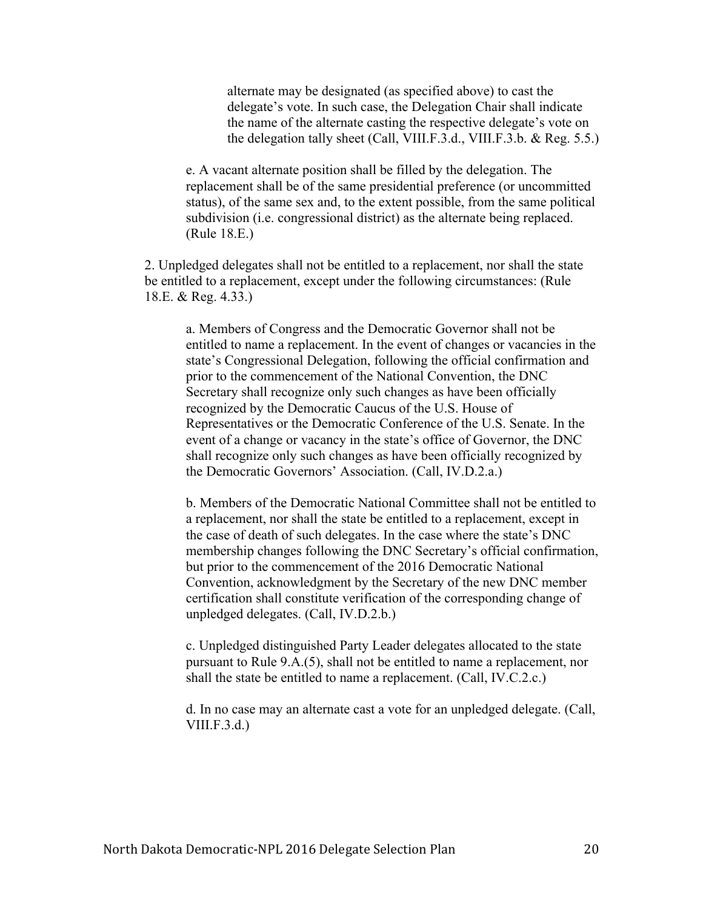alternate may be designated (as specified above) to cast the delegate's vote. In such case, the Delegation Chair shall indicate the name of the alternate casting the respective delegate's vote on the delegation tally sheet (Call, VIII.F.3.d., VIII.F.3.b. & Reg. 5.5.)

e. A vacant alternate position shall be filled by the delegation. The replacement shall be of the same presidential preference (or uncommitted status), of the same sex and, to the extent possible, from the same political subdivision (i.e. congressional district) as the alternate being replaced. (Rule 18.E.)

2. Unpledged delegates shall not be entitled to a replacement, nor shall the state be entitled to a replacement, except under the following circumstances: (Rule 18.E. & Reg. 4.33.)

a. Members of Congress and the Democratic Governor shall not be entitled to name a replacement. In the event of changes or vacancies in the state's Congressional Delegation, following the official confirmation and prior to the commencement of the National Convention, the DNC Secretary shall recognize only such changes as have been officially recognized by the Democratic Caucus of the U.S. House of Representatives or the Democratic Conference of the U.S. Senate. In the event of a change or vacancy in the state's office of Governor, the DNC shall recognize only such changes as have been officially recognized by the Democratic Governors' Association. (Call, IV.D.2.a.)

b. Members of the Democratic National Committee shall not be entitled to a replacement, nor shall the state be entitled to a replacement, except in the case of death of such delegates. In the case where the state's DNC membership changes following the DNC Secretary's official confirmation, but prior to the commencement of the 2016 Democratic National Convention, acknowledgment by the Secretary of the new DNC member certification shall constitute verification of the corresponding change of unpledged delegates. (Call, IV.D.2.b.)

c. Unpledged distinguished Party Leader delegates allocated to the state pursuant to Rule 9.A.(5), shall not be entitled to name a replacement, nor shall the state be entitled to name a replacement. (Call, IV.C.2.c.)

d. In no case may an alternate cast a vote for an unpledged delegate. (Call, VIII.F.3.d.)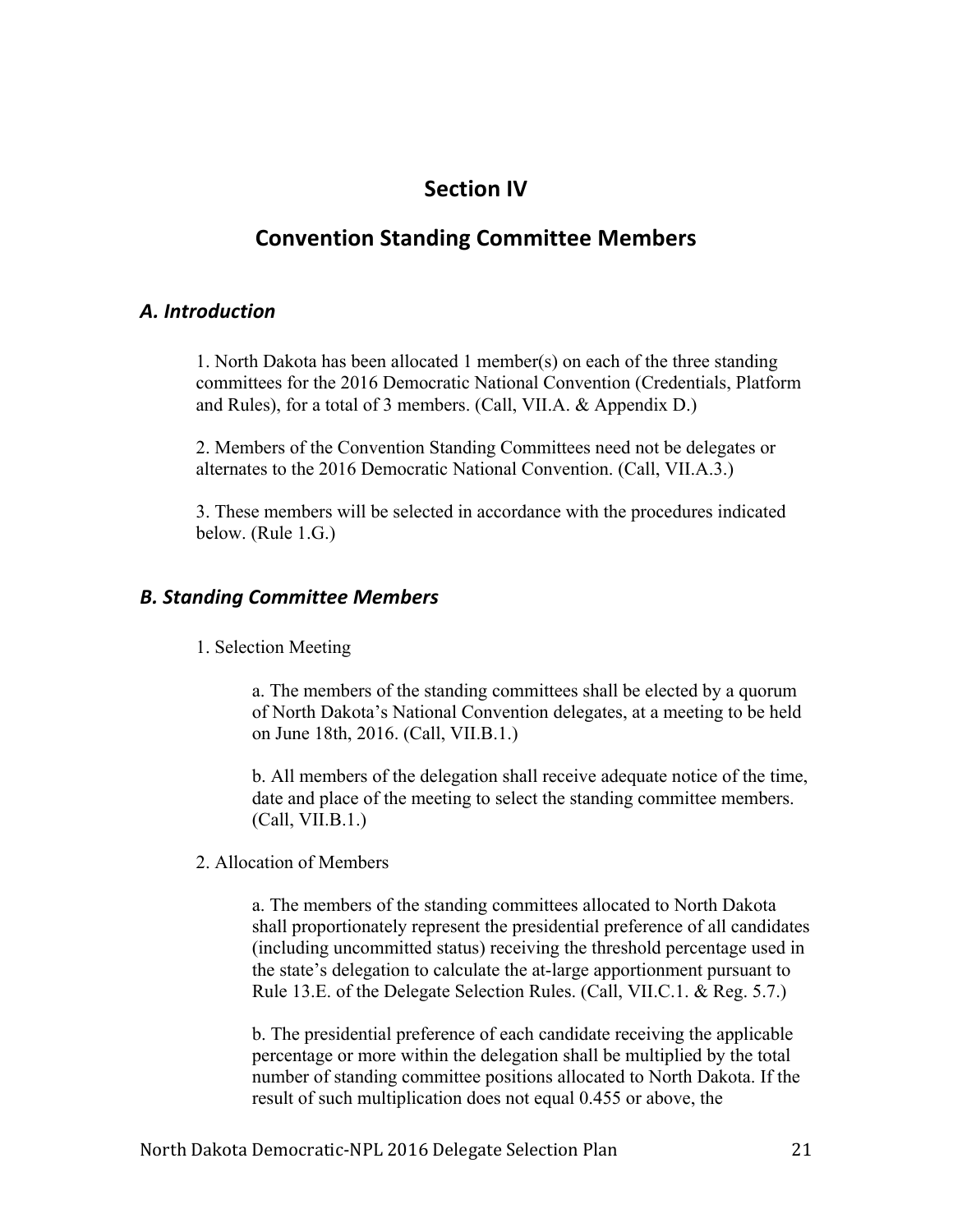# Section IV

# Convention Standing Committee Members

## *A. Introduction*

1. North Dakota has been allocated 1 member(s) on each of the three standing committees for the 2016 Democratic National Convention (Credentials, Platform and Rules), for a total of 3 members. (Call, VII.A. & Appendix D.)

2. Members of the Convention Standing Committees need not be delegates or alternates to the 2016 Democratic National Convention. (Call, VII.A.3.)

3. These members will be selected in accordance with the procedures indicated below. (Rule 1.G.)

## *B. Standing Committee Members*

1. Selection Meeting

   a. The members of the standing committees shall be elected by a quorum of North Dakota's National Convention delegates, at a meeting to be held on June 18th, 2016. (Call, VII.B.1.)

   b. All members of the delegation shall receive adequate notice of the time, date and place of the meeting to select the standing committee members. (Call, VII.B.1.)

2. Allocation of Members

   a. The members of the standing committees allocated to North Dakota shall proportionately represent the presidential preference of all candidates (including uncommitted status) receiving the threshold percentage used in the state's delegation to calculate the at-large apportionment pursuant to Rule 13.E. of the Delegate Selection Rules. (Call, VII.C.1. & Reg. 5.7.)

   b. The presidential preference of each candidate receiving the applicable percentage or more within the delegation shall be multiplied by the total number of standing committee positions allocated to North Dakota. If the result of such multiplication does not equal 0.455 or above, the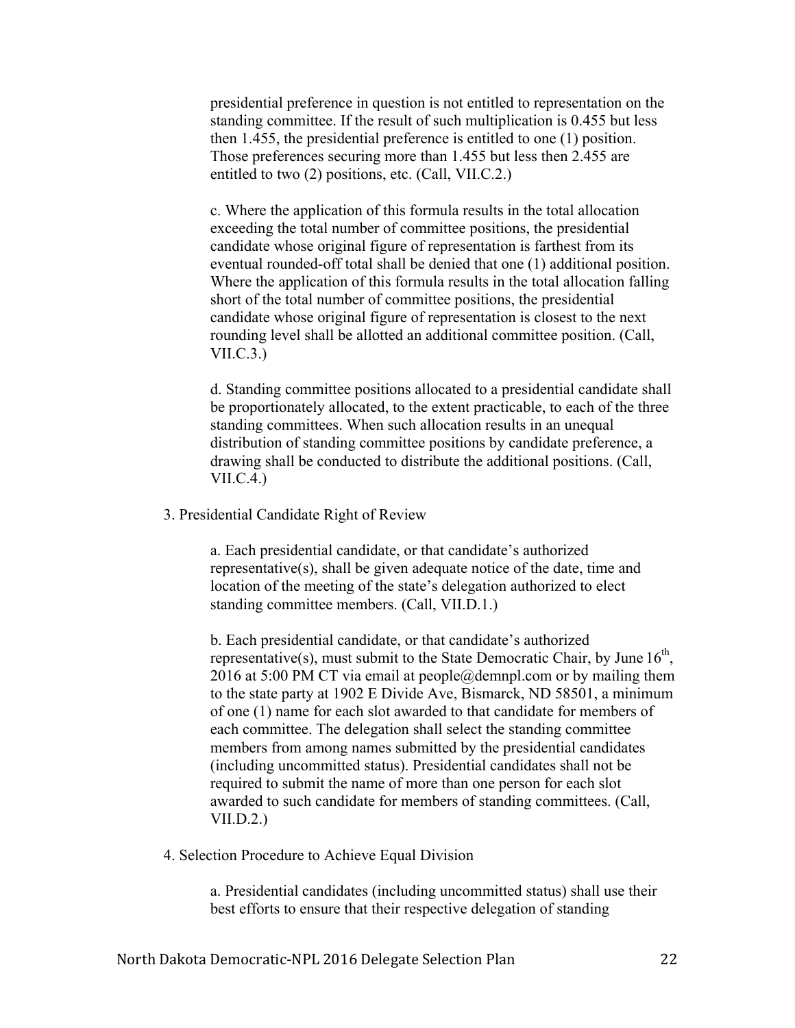presidential preference in question is not entitled to representation on the standing committee. If the result of such multiplication is 0.455 but less then 1.455, the presidential preference is entitled to one (1) position. Those preferences securing more than 1.455 but less then 2.455 are entitled to two (2) positions, etc. (Call, VII.C.2.)

c. Where the application of this formula results in the total allocation exceeding the total number of committee positions, the presidential candidate whose original figure of representation is farthest from its eventual rounded-off total shall be denied that one (1) additional position. Where the application of this formula results in the total allocation falling short of the total number of committee positions, the presidential candidate whose original figure of representation is closest to the next rounding level shall be allotted an additional committee position. (Call, VII.C.3.)

d. Standing committee positions allocated to a presidential candidate shall be proportionately allocated, to the extent practicable, to each of the three standing committees. When such allocation results in an unequal distribution of standing committee positions by candidate preference, a drawing shall be conducted to distribute the additional positions. (Call, VII.C.4.)

3. Presidential Candidate Right of Review

a. Each presidential candidate, or that candidate's authorized representative(s), shall be given adequate notice of the date, time and location of the meeting of the state's delegation authorized to elect standing committee members. (Call, VII.D.1.)

b. Each presidential candidate, or that candidate's authorized representative(s), must submit to the State Democratic Chair, by June 16th, 2016 at 5:00 PM CT via email at people@demnpl.com or by mailing them to the state party at 1902 E Divide Ave, Bismarck, ND 58501, a minimum of one (1) name for each slot awarded to that candidate for members of each committee. The delegation shall select the standing committee members from among names submitted by the presidential candidates (including uncommitted status). Presidential candidates shall not be required to submit the name of more than one person for each slot awarded to such candidate for members of standing committees. (Call, VII.D.2.)

4. Selection Procedure to Achieve Equal Division

a. Presidential candidates (including uncommitted status) shall use their best efforts to ensure that their respective delegation of standing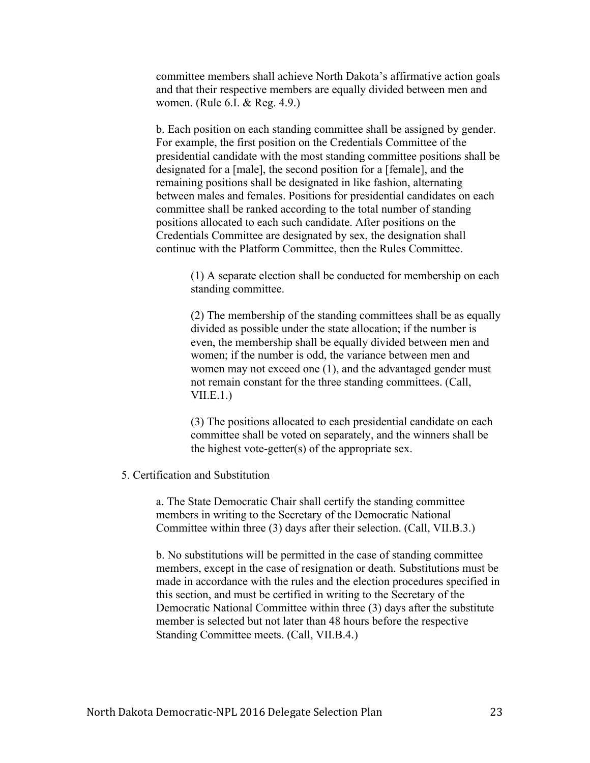committee members shall achieve North Dakota's affirmative action goals and that their respective members are equally divided between men and women. (Rule 6.I. & Reg. 4.9.)

b. Each position on each standing committee shall be assigned by gender. For example, the first position on the Credentials Committee of the presidential candidate with the most standing committee positions shall be designated for a [male], the second position for a [female], and the remaining positions shall be designated in like fashion, alternating between males and females. Positions for presidential candidates on each committee shall be ranked according to the total number of standing positions allocated to each such candidate. After positions on the Credentials Committee are designated by sex, the designation shall continue with the Platform Committee, then the Rules Committee.

(1) A separate election shall be conducted for membership on each standing committee.

(2) The membership of the standing committees shall be as equally divided as possible under the state allocation; if the number is even, the membership shall be equally divided between men and women; if the number is odd, the variance between men and women may not exceed one (1), and the advantaged gender must not remain constant for the three standing committees. (Call, VII.E.1.)

(3) The positions allocated to each presidential candidate on each committee shall be voted on separately, and the winners shall be the highest vote-getter(s) of the appropriate sex.

5. Certification and Substitution

a. The State Democratic Chair shall certify the standing committee members in writing to the Secretary of the Democratic National Committee within three (3) days after their selection. (Call, VII.B.3.)

b. No substitutions will be permitted in the case of standing committee members, except in the case of resignation or death. Substitutions must be made in accordance with the rules and the election procedures specified in this section, and must be certified in writing to the Secretary of the Democratic National Committee within three (3) days after the substitute member is selected but not later than 48 hours before the respective Standing Committee meets. (Call, VII.B.4.)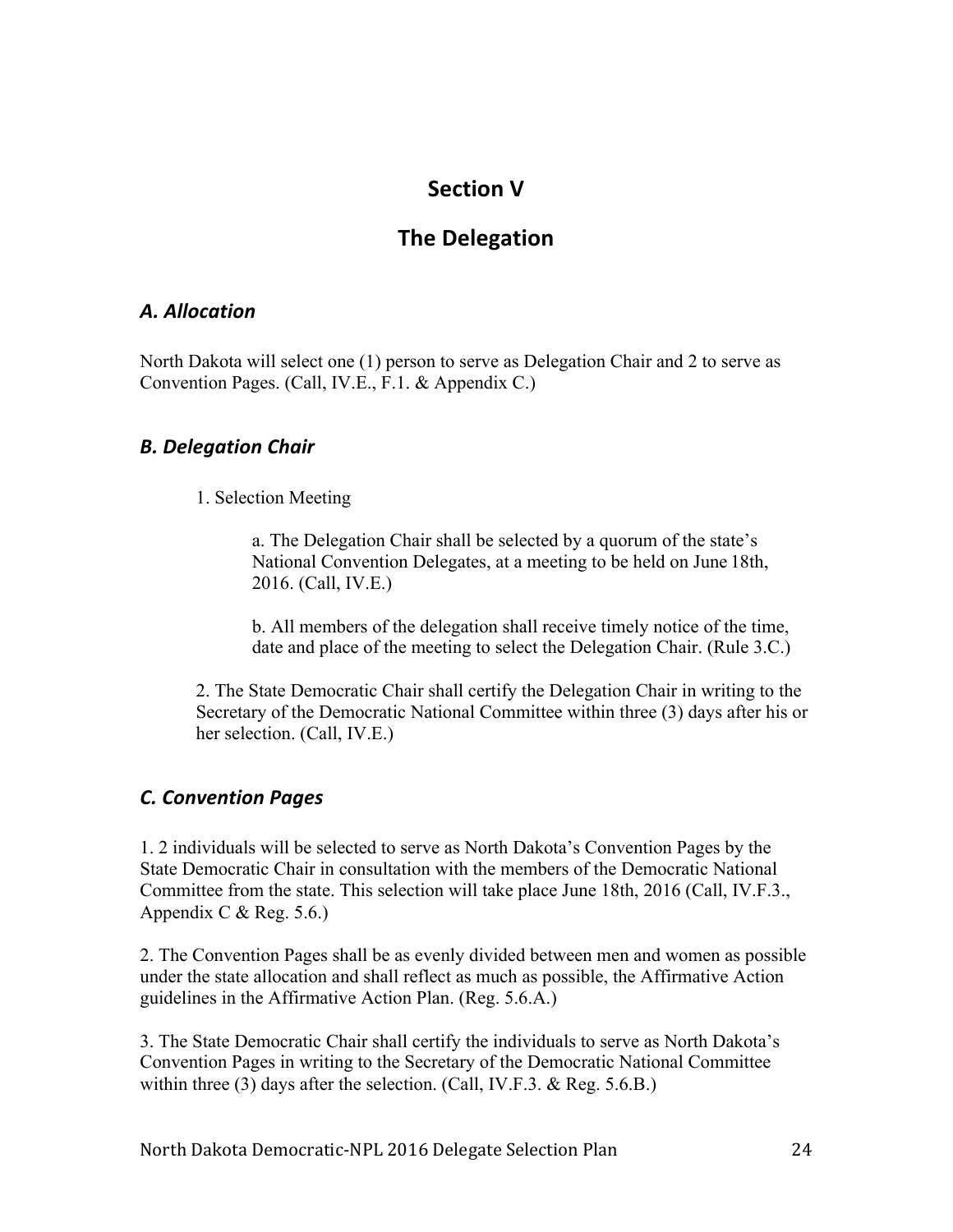# Section V

# The Delegation

### *A. Allocation*

North Dakota will select one (1) person to serve as Delegation Chair and 2 to serve as Convention Pages. (Call, IV.E., F.1. & Appendix C.)

### *B. Delegation Chair*

1. Selection Meeting

   a. The Delegation Chair shall be selected by a quorum of the state's National Convention Delegates, at a meeting to be held on June 18th, 2016. (Call, IV.E.)

   b. All members of the delegation shall receive timely notice of the time, date and place of the meeting to select the Delegation Chair. (Rule 3.C.)

2. The State Democratic Chair shall certify the Delegation Chair in writing to the Secretary of the Democratic National Committee within three (3) days after his or her selection. (Call, IV.E.)

### *C. Convention Pages*

1. 2 individuals will be selected to serve as North Dakota's Convention Pages by the State Democratic Chair in consultation with the members of the Democratic National Committee from the state. This selection will take place June 18th, 2016 (Call, IV.F.3., Appendix C & Reg. 5.6.)

2. The Convention Pages shall be as evenly divided between men and women as possible under the state allocation and shall reflect as much as possible, the Affirmative Action guidelines in the Affirmative Action Plan. (Reg. 5.6.A.)

3. The State Democratic Chair shall certify the individuals to serve as North Dakota's Convention Pages in writing to the Secretary of the Democratic National Committee within three (3) days after the selection. (Call, IV.F.3. & Reg. 5.6.B.)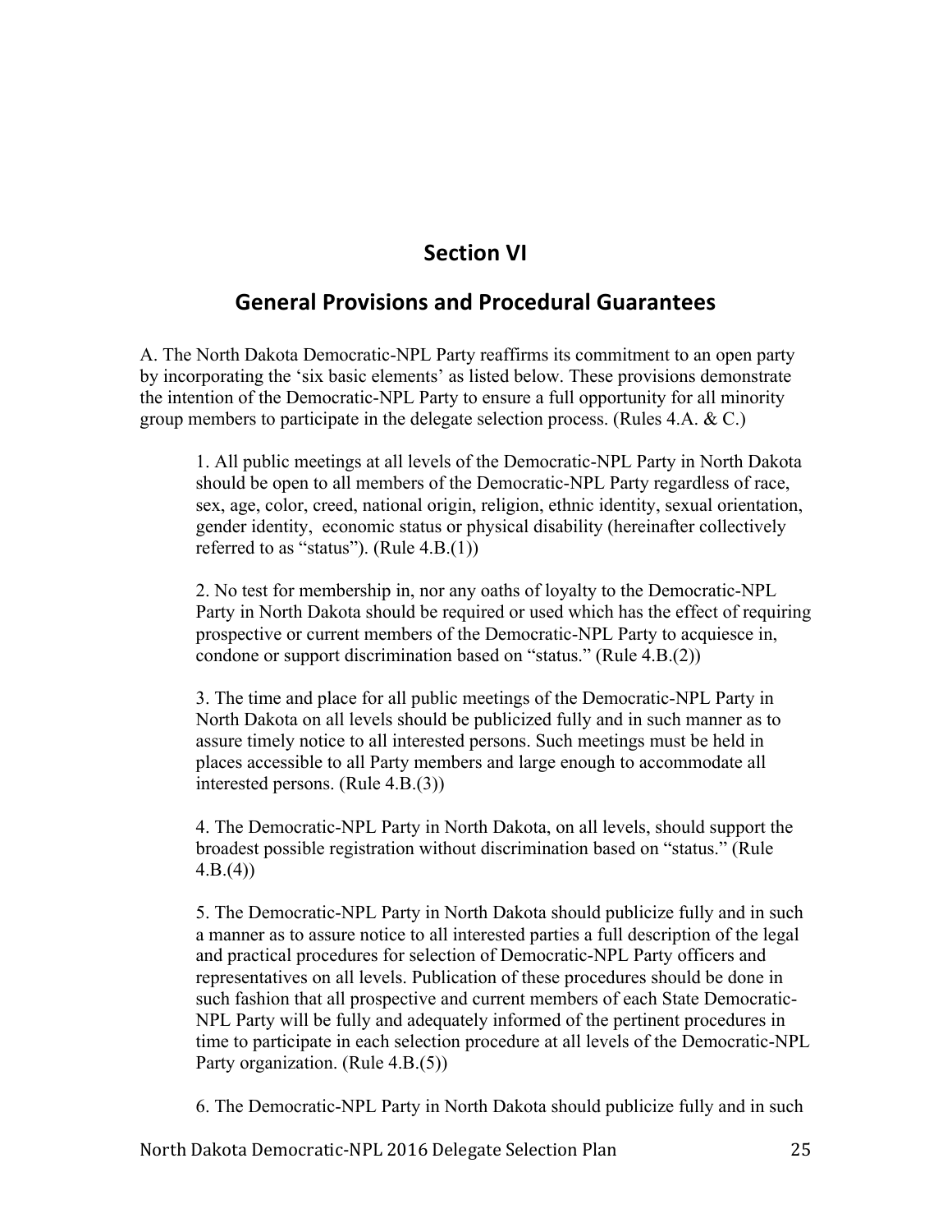# Section VI

## General Provisions and Procedural Guarantees

A. The North Dakota Democratic-NPL Party reaffirms its commitment to an open party by incorporating the 'six basic elements' as listed below. These provisions demonstrate the intention of the Democratic-NPL Party to ensure a full opportunity for all minority group members to participate in the delegate selection process. (Rules 4.A. & C.)

1. All public meetings at all levels of the Democratic-NPL Party in North Dakota should be open to all members of the Democratic-NPL Party regardless of race, sex, age, color, creed, national origin, religion, ethnic identity, sexual orientation, gender identity, economic status or physical disability (hereinafter collectively referred to as "status"). (Rule 4.B.(1))

2. No test for membership in, nor any oaths of loyalty to the Democratic-NPL Party in North Dakota should be required or used which has the effect of requiring prospective or current members of the Democratic-NPL Party to acquiesce in, condone or support discrimination based on "status." (Rule 4.B.(2))

3. The time and place for all public meetings of the Democratic-NPL Party in North Dakota on all levels should be publicized fully and in such manner as to assure timely notice to all interested persons. Such meetings must be held in places accessible to all Party members and large enough to accommodate all interested persons. (Rule 4.B.(3))

4. The Democratic-NPL Party in North Dakota, on all levels, should support the broadest possible registration without discrimination based on "status." (Rule 4.B.(4))

5. The Democratic-NPL Party in North Dakota should publicize fully and in such a manner as to assure notice to all interested parties a full description of the legal and practical procedures for selection of Democratic-NPL Party officers and representatives on all levels. Publication of these procedures should be done in such fashion that all prospective and current members of each State Democratic-NPL Party will be fully and adequately informed of the pertinent procedures in time to participate in each selection procedure at all levels of the Democratic-NPL Party organization. (Rule 4.B.(5))

6. The Democratic-NPL Party in North Dakota should publicize fully and in such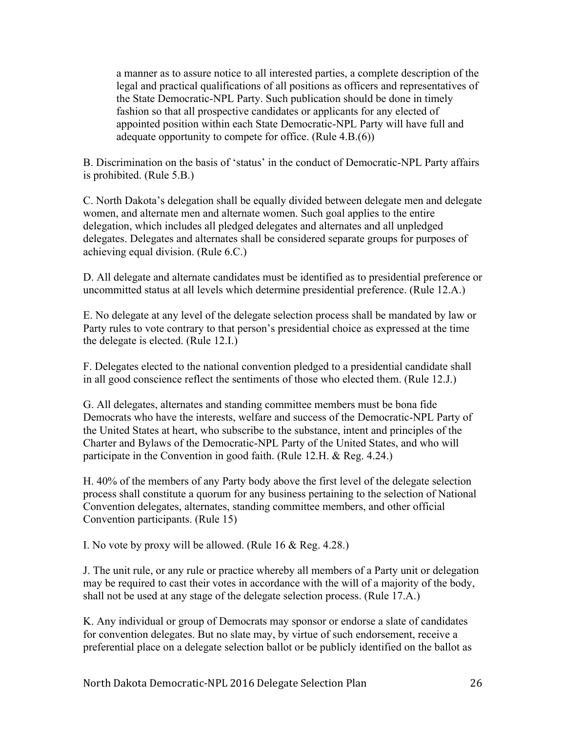a manner as to assure notice to all interested parties, a complete description of the legal and practical qualifications of all positions as officers and representatives of the State Democratic-NPL Party. Such publication should be done in timely fashion so that all prospective candidates or applicants for any elected of appointed position within each State Democratic-NPL Party will have full and adequate opportunity to compete for office. (Rule 4.B.(6))

B. Discrimination on the basis of 'status' in the conduct of Democratic-NPL Party affairs is prohibited. (Rule 5.B.)

C. North Dakota's delegation shall be equally divided between delegate men and delegate women, and alternate men and alternate women. Such goal applies to the entire delegation, which includes all pledged delegates and alternates and all unpledged delegates. Delegates and alternates shall be considered separate groups for purposes of achieving equal division. (Rule 6.C.)

D. All delegate and alternate candidates must be identified as to presidential preference or uncommitted status at all levels which determine presidential preference. (Rule 12.A.)

E. No delegate at any level of the delegate selection process shall be mandated by law or Party rules to vote contrary to that person's presidential choice as expressed at the time the delegate is elected. (Rule 12.I.)

F. Delegates elected to the national convention pledged to a presidential candidate shall in all good conscience reflect the sentiments of those who elected them. (Rule 12.J.)

G. All delegates, alternates and standing committee members must be bona fide Democrats who have the interests, welfare and success of the Democratic-NPL Party of the United States at heart, who subscribe to the substance, intent and principles of the Charter and Bylaws of the Democratic-NPL Party of the United States, and who will participate in the Convention in good faith. (Rule 12.H. & Reg. 4.24.)

H. 40% of the members of any Party body above the first level of the delegate selection process shall constitute a quorum for any business pertaining to the selection of National Convention delegates, alternates, standing committee members, and other official Convention participants. (Rule 15)

I. No vote by proxy will be allowed. (Rule 16 & Reg. 4.28.)

J. The unit rule, or any rule or practice whereby all members of a Party unit or delegation may be required to cast their votes in accordance with the will of a majority of the body, shall not be used at any stage of the delegate selection process. (Rule 17.A.)

K. Any individual or group of Democrats may sponsor or endorse a slate of candidates for convention delegates. But no slate may, by virtue of such endorsement, receive a preferential place on a delegate selection ballot or be publicly identified on the ballot as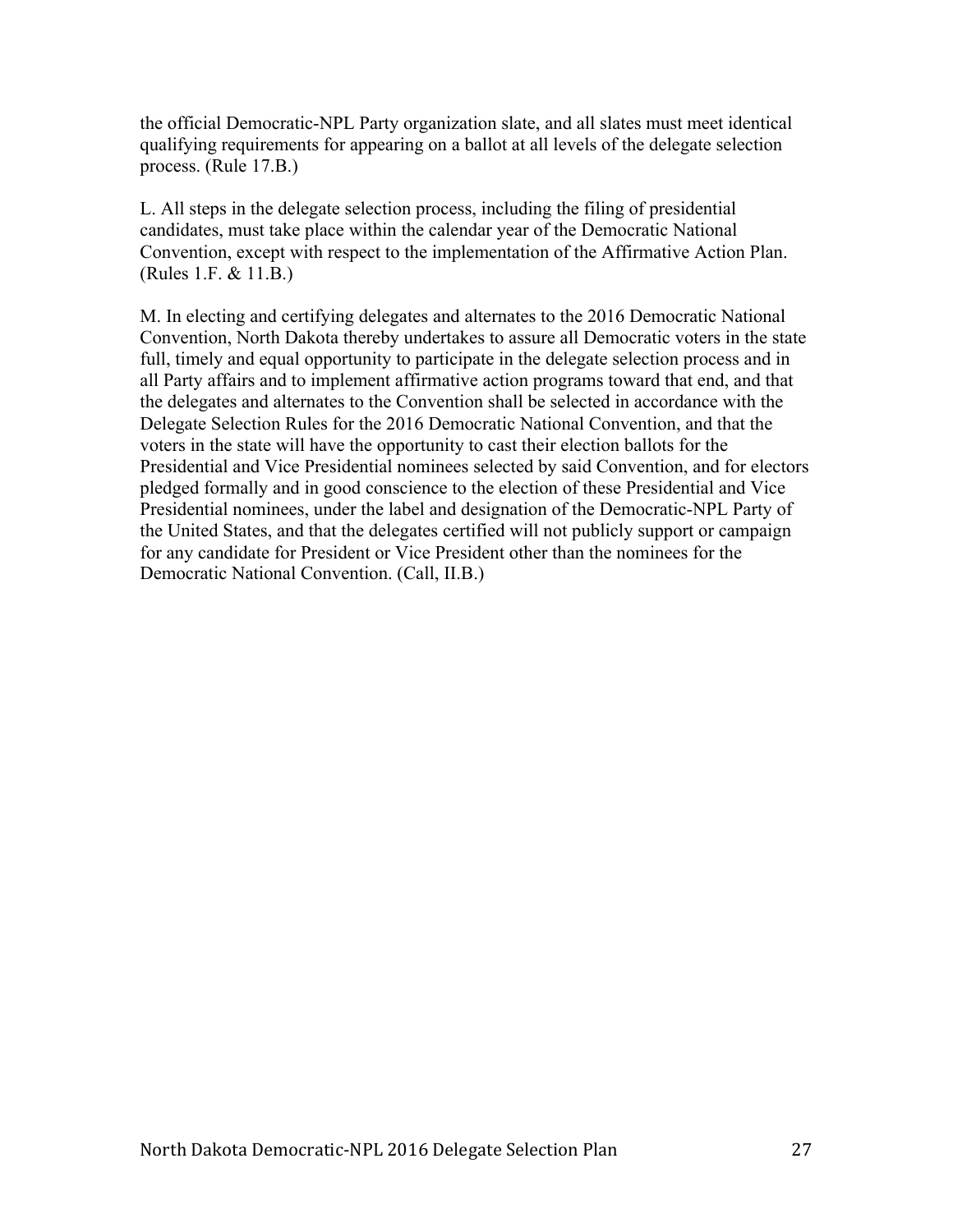the official Democratic-NPL Party organization slate, and all slates must meet identical qualifying requirements for appearing on a ballot at all levels of the delegate selection process. (Rule 17.B.)

L. All steps in the delegate selection process, including the filing of presidential candidates, must take place within the calendar year of the Democratic National Convention, except with respect to the implementation of the Affirmative Action Plan. (Rules 1.F. & 11.B.)

M. In electing and certifying delegates and alternates to the 2016 Democratic National Convention, North Dakota thereby undertakes to assure all Democratic voters in the state full, timely and equal opportunity to participate in the delegate selection process and in all Party affairs and to implement affirmative action programs toward that end, and that the delegates and alternates to the Convention shall be selected in accordance with the Delegate Selection Rules for the 2016 Democratic National Convention, and that the voters in the state will have the opportunity to cast their election ballots for the Presidential and Vice Presidential nominees selected by said Convention, and for electors pledged formally and in good conscience to the election of these Presidential and Vice Presidential nominees, under the label and designation of the Democratic-NPL Party of the United States, and that the delegates certified will not publicly support or campaign for any candidate for President or Vice President other than the nominees for the Democratic National Convention. (Call, II.B.)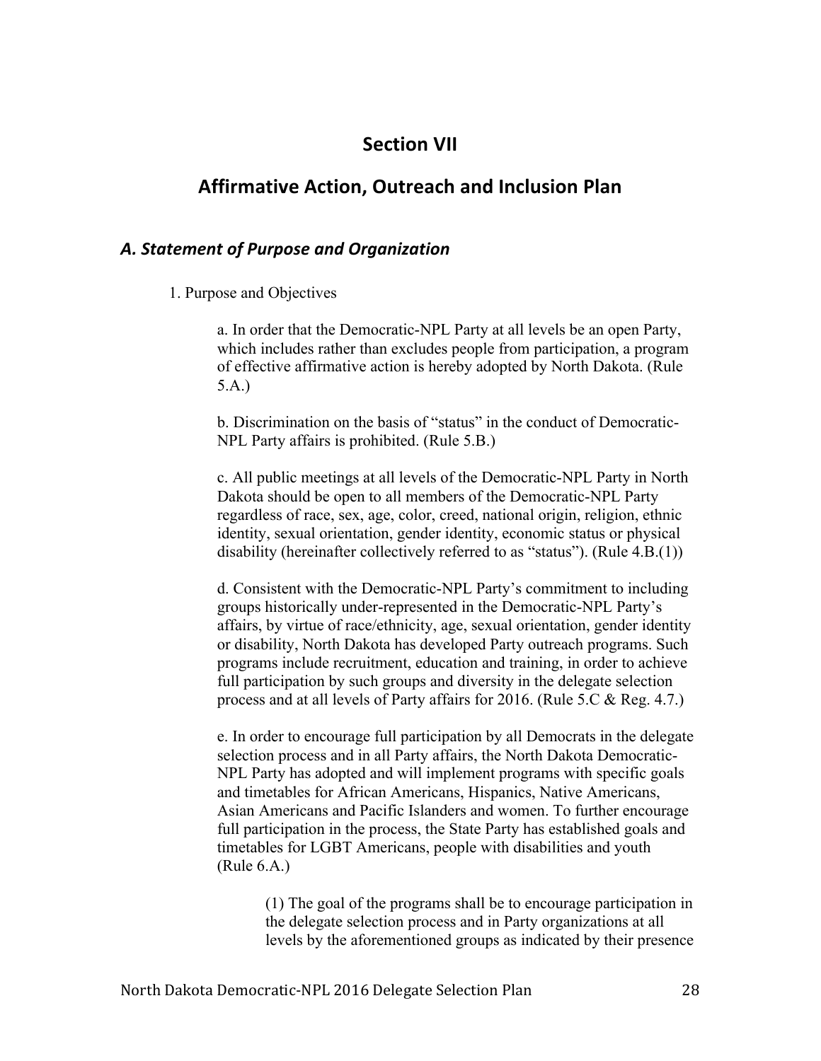# Section VII

# Affirmative Action, Outreach and Inclusion Plan

## *A. Statement of Purpose and Organization*

1. Purpose and Objectives

a. In order that the Democratic-NPL Party at all levels be an open Party, which includes rather than excludes people from participation, a program of effective affirmative action is hereby adopted by North Dakota. (Rule 5.A.)

b. Discrimination on the basis of "status" in the conduct of Democratic-NPL Party affairs is prohibited. (Rule 5.B.)

c. All public meetings at all levels of the Democratic-NPL Party in North Dakota should be open to all members of the Democratic-NPL Party regardless of race, sex, age, color, creed, national origin, religion, ethnic identity, sexual orientation, gender identity, economic status or physical disability (hereinafter collectively referred to as "status"). (Rule 4.B.(1))

d. Consistent with the Democratic-NPL Party's commitment to including groups historically under-represented in the Democratic-NPL Party's affairs, by virtue of race/ethnicity, age, sexual orientation, gender identity or disability, North Dakota has developed Party outreach programs. Such programs include recruitment, education and training, in order to achieve full participation by such groups and diversity in the delegate selection process and at all levels of Party affairs for 2016. (Rule 5.C & Reg. 4.7.)

e. In order to encourage full participation by all Democrats in the delegate selection process and in all Party affairs, the North Dakota Democratic-NPL Party has adopted and will implement programs with specific goals and timetables for African Americans, Hispanics, Native Americans, Asian Americans and Pacific Islanders and women. To further encourage full participation in the process, the State Party has established goals and timetables for LGBT Americans, people with disabilities and youth (Rule 6.A.)

(1) The goal of the programs shall be to encourage participation in the delegate selection process and in Party organizations at all levels by the aforementioned groups as indicated by their presence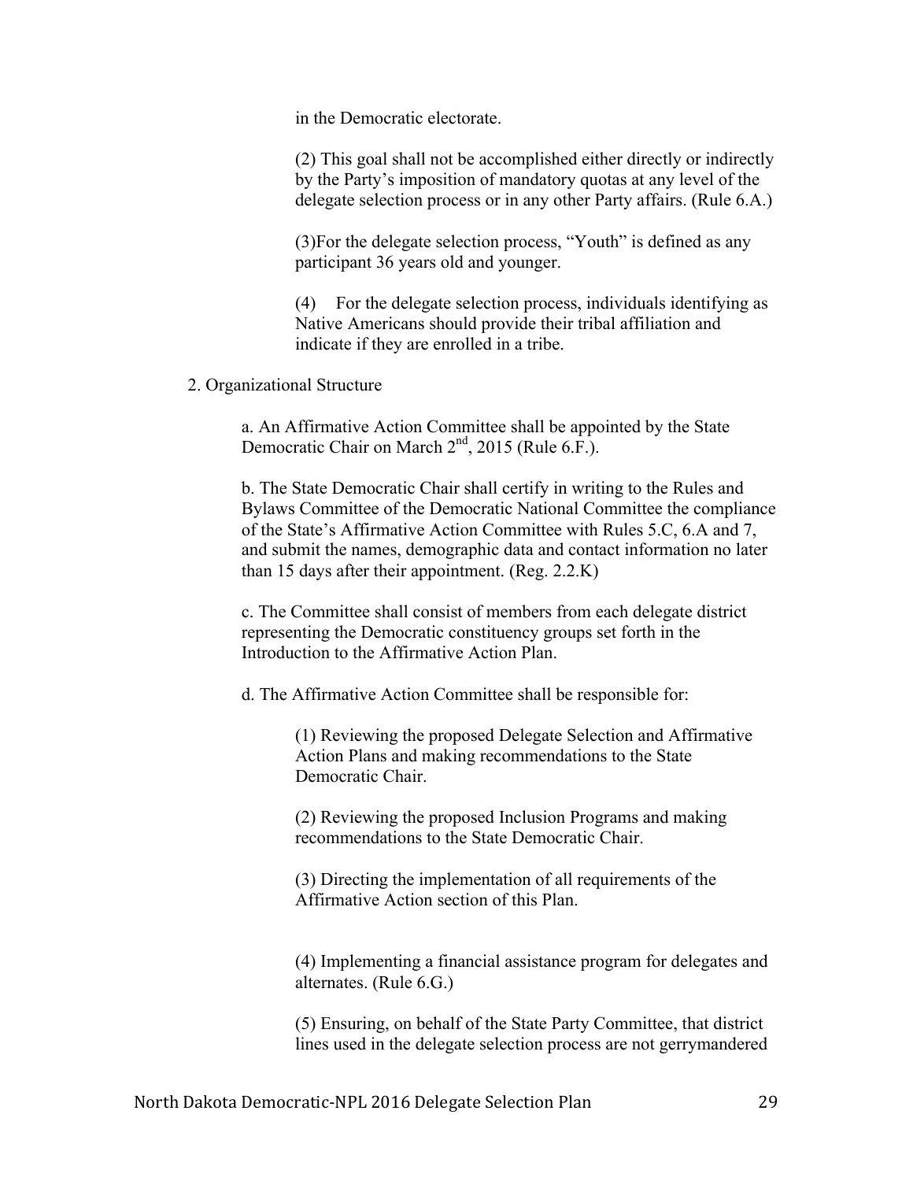in the Democratic electorate.

(2) This goal shall not be accomplished either directly or indirectly by the Party's imposition of mandatory quotas at any level of the delegate selection process or in any other Party affairs. (Rule 6.A.)

(3)For the delegate selection process, "Youth" is defined as any participant 36 years old and younger.

(4) For the delegate selection process, individuals identifying as Native Americans should provide their tribal affiliation and indicate if they are enrolled in a tribe.

2. Organizational Structure

a. An Affirmative Action Committee shall be appointed by the State Democratic Chair on March 2nd, 2015 (Rule 6.F.).

b. The State Democratic Chair shall certify in writing to the Rules and Bylaws Committee of the Democratic National Committee the compliance of the State's Affirmative Action Committee with Rules 5.C, 6.A and 7, and submit the names, demographic data and contact information no later than 15 days after their appointment. (Reg. 2.2.K)

c. The Committee shall consist of members from each delegate district representing the Democratic constituency groups set forth in the Introduction to the Affirmative Action Plan.

d. The Affirmative Action Committee shall be responsible for:

(1) Reviewing the proposed Delegate Selection and Affirmative Action Plans and making recommendations to the State Democratic Chair.

(2) Reviewing the proposed Inclusion Programs and making recommendations to the State Democratic Chair.

(3) Directing the implementation of all requirements of the Affirmative Action section of this Plan.

(4) Implementing a financial assistance program for delegates and alternates. (Rule 6.G.)

(5) Ensuring, on behalf of the State Party Committee, that district lines used in the delegate selection process are not gerrymandered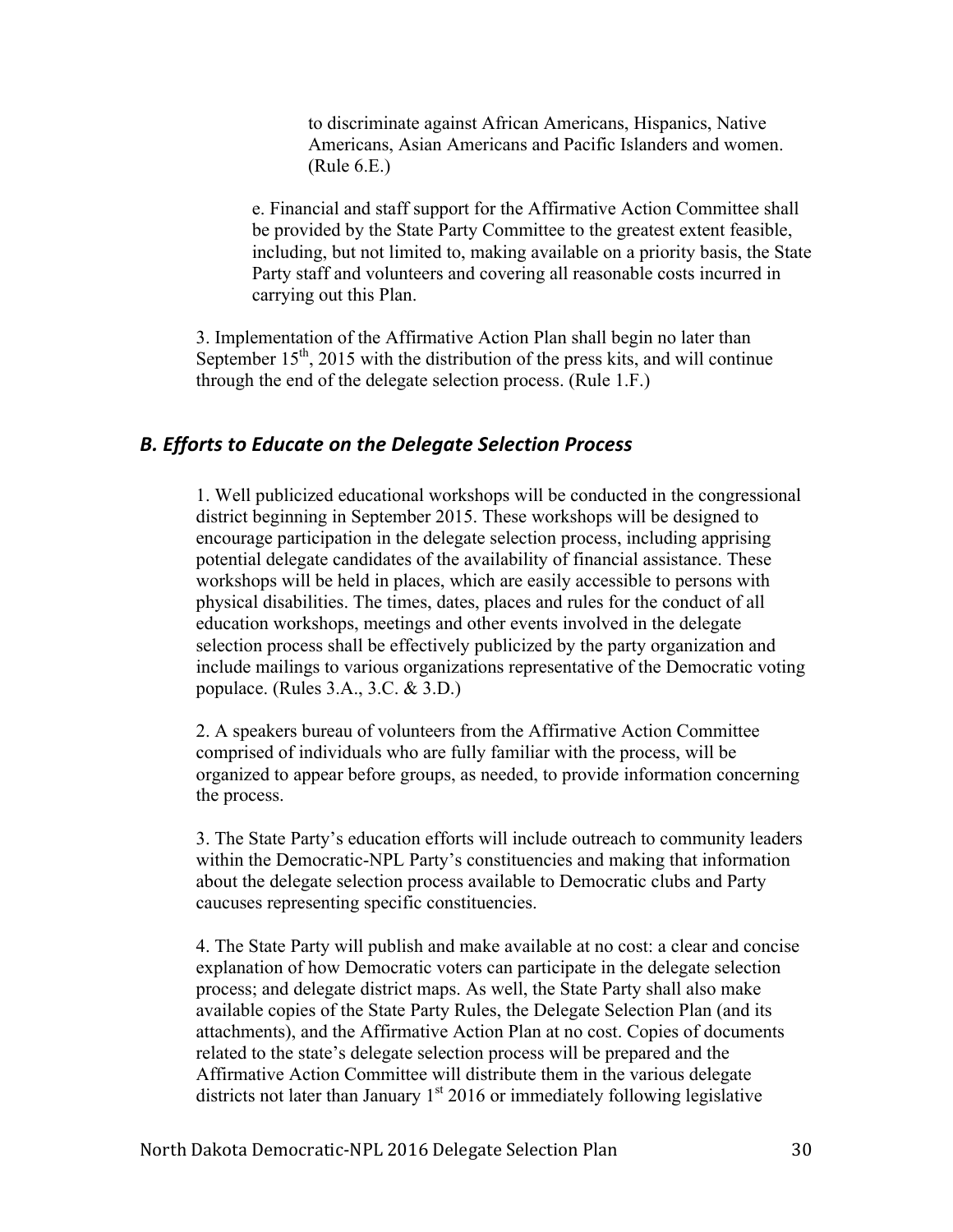to discriminate against African Americans, Hispanics, Native Americans, Asian Americans and Pacific Islanders and women. (Rule 6.E.)

e. Financial and staff support for the Affirmative Action Committee shall be provided by the State Party Committee to the greatest extent feasible, including, but not limited to, making available on a priority basis, the State Party staff and volunteers and covering all reasonable costs incurred in carrying out this Plan.

3. Implementation of the Affirmative Action Plan shall begin no later than September 15th, 2015 with the distribution of the press kits, and will continue through the end of the delegate selection process. (Rule 1.F.)

### *B. Efforts to Educate on the Delegate Selection Process*

1. Well publicized educational workshops will be conducted in the congressional district beginning in September 2015. These workshops will be designed to encourage participation in the delegate selection process, including apprising potential delegate candidates of the availability of financial assistance. These workshops will be held in places, which are easily accessible to persons with physical disabilities. The times, dates, places and rules for the conduct of all education workshops, meetings and other events involved in the delegate selection process shall be effectively publicized by the party organization and include mailings to various organizations representative of the Democratic voting populace. (Rules 3.A., 3.C. & 3.D.)

2. A speakers bureau of volunteers from the Affirmative Action Committee comprised of individuals who are fully familiar with the process, will be organized to appear before groups, as needed, to provide information concerning the process.

3. The State Party's education efforts will include outreach to community leaders within the Democratic-NPL Party's constituencies and making that information about the delegate selection process available to Democratic clubs and Party caucuses representing specific constituencies.

4. The State Party will publish and make available at no cost: a clear and concise explanation of how Democratic voters can participate in the delegate selection process; and delegate district maps. As well, the State Party shall also make available copies of the State Party Rules, the Delegate Selection Plan (and its attachments), and the Affirmative Action Plan at no cost. Copies of documents related to the state's delegate selection process will be prepared and the Affirmative Action Committee will distribute them in the various delegate districts not later than January 1st 2016 or immediately following legislative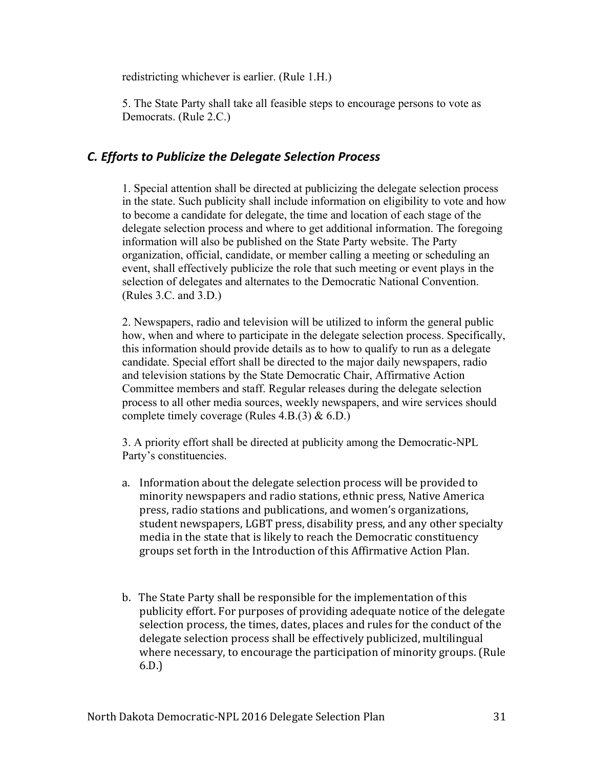redistricting whichever is earlier. (Rule 1.H.)

5. The State Party shall take all feasible steps to encourage persons to vote as Democrats. (Rule 2.C.)

## *C. Efforts to Publicize the Delegate Selection Process*

1. Special attention shall be directed at publicizing the delegate selection process in the state. Such publicity shall include information on eligibility to vote and how to become a candidate for delegate, the time and location of each stage of the delegate selection process and where to get additional information. The foregoing information will also be published on the State Party website. The Party organization, official, candidate, or member calling a meeting or scheduling an event, shall effectively publicize the role that such meeting or event plays in the selection of delegates and alternates to the Democratic National Convention. (Rules 3.C. and 3.D.)

2. Newspapers, radio and television will be utilized to inform the general public how, when and where to participate in the delegate selection process. Specifically, this information should provide details as to how to qualify to run as a delegate candidate. Special effort shall be directed to the major daily newspapers, radio and television stations by the State Democratic Chair, Affirmative Action Committee members and staff. Regular releases during the delegate selection process to all other media sources, weekly newspapers, and wire services should complete timely coverage (Rules 4.B.(3) & 6.D.)

3. A priority effort shall be directed at publicity among the Democratic-NPL Party's constituencies.

a. Information about the delegate selection process will be provided to minority newspapers and radio stations, ethnic press, Native America press, radio stations and publications, and women's organizations, student newspapers, LGBT press, disability press, and any other specialty media in the state that is likely to reach the Democratic constituency groups set forth in the Introduction of this Affirmative Action Plan.

b. The State Party shall be responsible for the implementation of this publicity effort. For purposes of providing adequate notice of the delegate selection process, the times, dates, places and rules for the conduct of the delegate selection process shall be effectively publicized, multilingual where necessary, to encourage the participation of minority groups. (Rule 6.D.)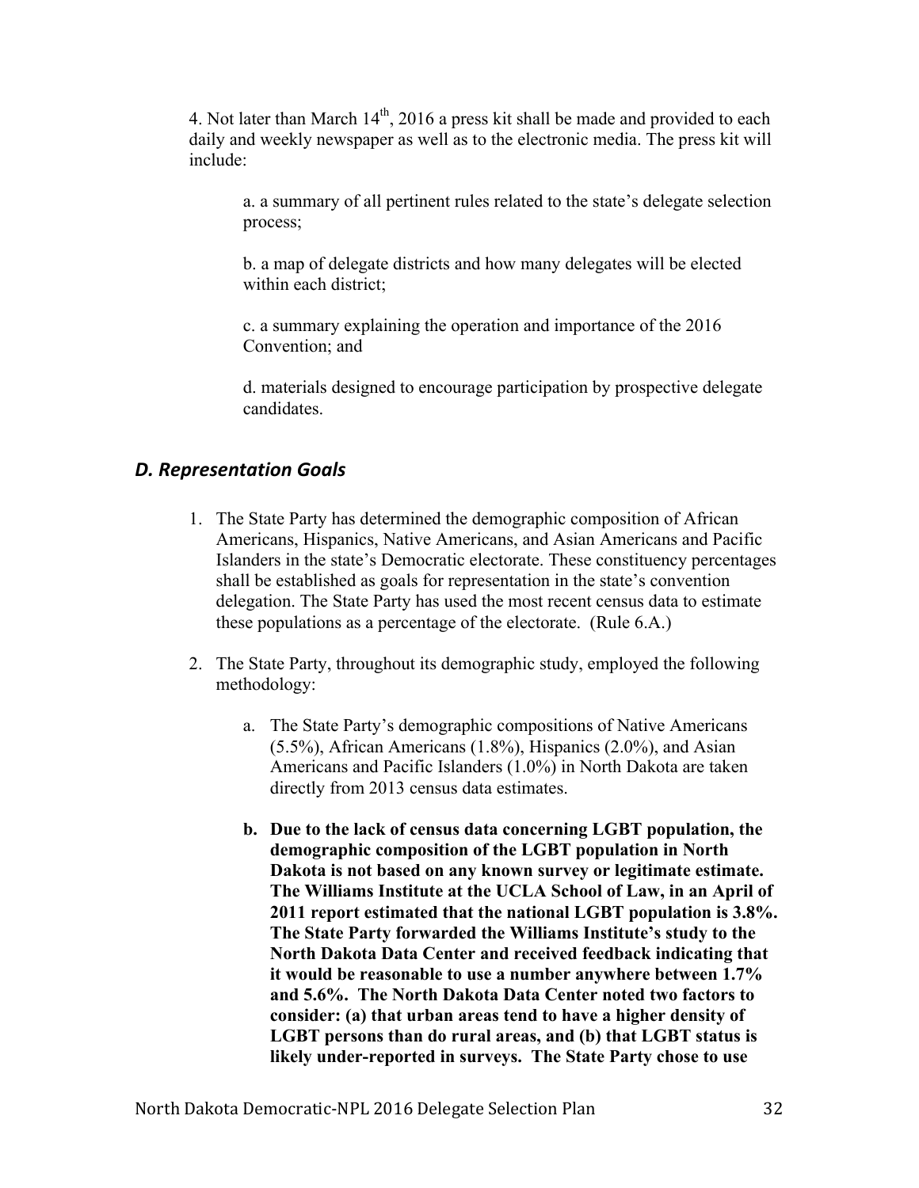4. Not later than March 14th, 2016 a press kit shall be made and provided to each daily and weekly newspaper as well as to the electronic media. The press kit will include:

a. a summary of all pertinent rules related to the state's delegate selection process;

b. a map of delegate districts and how many delegates will be elected within each district;

c. a summary explaining the operation and importance of the 2016 Convention; and

d. materials designed to encourage participation by prospective delegate candidates.

## *D. Representation Goals*

1. The State Party has determined the demographic composition of African Americans, Hispanics, Native Americans, and Asian Americans and Pacific Islanders in the state's Democratic electorate. These constituency percentages shall be established as goals for representation in the state's convention delegation. The State Party has used the most recent census data to estimate these populations as a percentage of the electorate. (Rule 6.A.)

2. The State Party, throughout its demographic study, employed the following methodology:

   a. The State Party's demographic compositions of Native Americans (5.5%), African Americans (1.8%), Hispanics (2.0%), and Asian Americans and Pacific Islanders (1.0%) in North Dakota are taken directly from 2013 census data estimates.

   **b. Due to the lack of census data concerning LGBT population, the demographic composition of the LGBT population in North Dakota is not based on any known survey or legitimate estimate. The Williams Institute at the UCLA School of Law, in an April of 2011 report estimated that the national LGBT population is 3.8%. The State Party forwarded the Williams Institute's study to the North Dakota Data Center and received feedback indicating that it would be reasonable to use a number anywhere between 1.7% and 5.6%. The North Dakota Data Center noted two factors to consider: (a) that urban areas tend to have a higher density of LGBT persons than do rural areas, and (b) that LGBT status is likely under-reported in surveys. The State Party chose to use**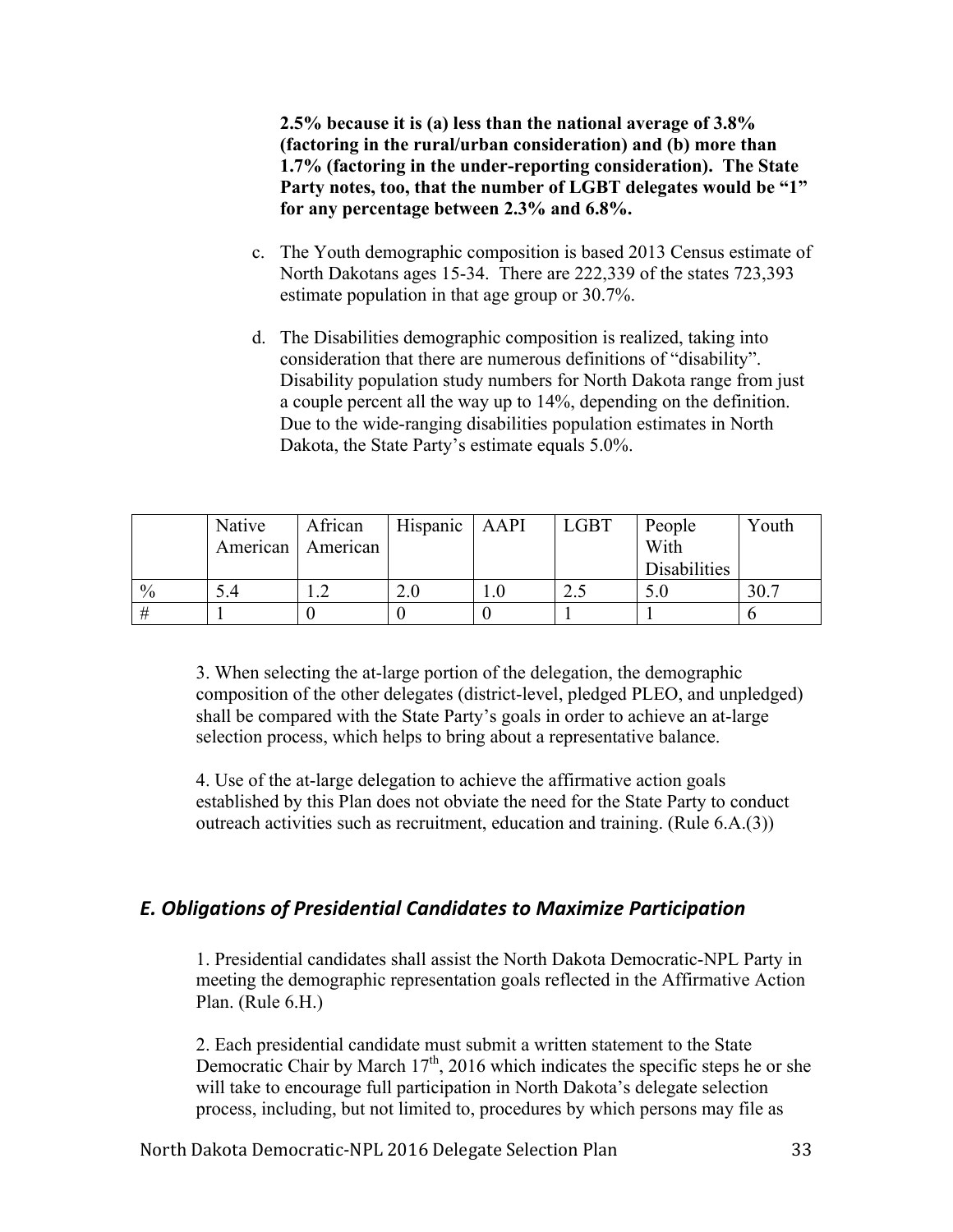**2.5% because it is (a) less than the national average of 3.8% (factoring in the rural/urban consideration) and (b) more than 1.7% (factoring in the under-reporting consideration). The State Party notes, too, that the number of LGBT delegates would be "1" for any percentage between 2.3% and 6.8%.**

c. The Youth demographic composition is based 2013 Census estimate of North Dakotans ages 15-34. There are 222,339 of the states 723,393 estimate population in that age group or 30.7%.

d. The Disabilities demographic composition is realized, taking into consideration that there are numerous definitions of "disability". Disability population study numbers for North Dakota range from just a couple percent all the way up to 14%, depending on the definition. Due to the wide-ranging disabilities population estimates in North Dakota, the State Party's estimate equals 5.0%.

| | Native American | African American | Hispanic | AAPI | LGBT | People With Disabilities | Youth |
|---|---|---|---|---|---|---|---|
| % | 5.4 | 1.2 | 2.0 | 1.0 | 2.5 | 5.0 | 30.7 |
| # | 1 | 0 | 0 | 0 | 1 | 1 | 6 |

3. When selecting the at-large portion of the delegation, the demographic composition of the other delegates (district-level, pledged PLEO, and unpledged) shall be compared with the State Party's goals in order to achieve an at-large selection process, which helps to bring about a representative balance.

4. Use of the at-large delegation to achieve the affirmative action goals established by this Plan does not obviate the need for the State Party to conduct outreach activities such as recruitment, education and training. (Rule 6.A.(3))

## *E. Obligations of Presidential Candidates to Maximize Participation*

1. Presidential candidates shall assist the North Dakota Democratic-NPL Party in meeting the demographic representation goals reflected in the Affirmative Action Plan. (Rule 6.H.)

2. Each presidential candidate must submit a written statement to the State Democratic Chair by March 17th, 2016 which indicates the specific steps he or she will take to encourage full participation in North Dakota's delegate selection process, including, but not limited to, procedures by which persons may file as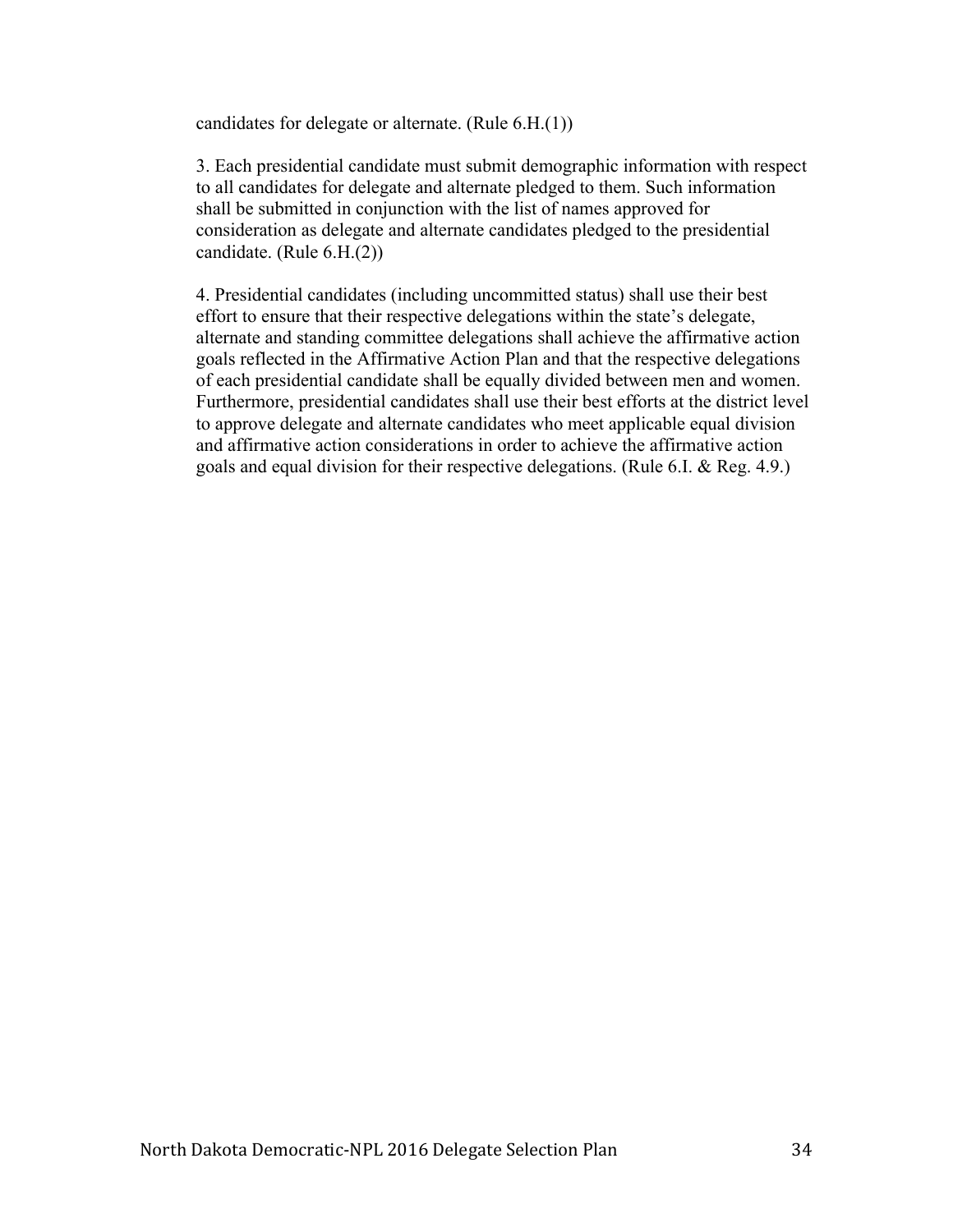candidates for delegate or alternate. (Rule 6.H.(1))

3. Each presidential candidate must submit demographic information with respect to all candidates for delegate and alternate pledged to them. Such information shall be submitted in conjunction with the list of names approved for consideration as delegate and alternate candidates pledged to the presidential candidate. (Rule 6.H.(2))

4. Presidential candidates (including uncommitted status) shall use their best effort to ensure that their respective delegations within the state's delegate, alternate and standing committee delegations shall achieve the affirmative action goals reflected in the Affirmative Action Plan and that the respective delegations of each presidential candidate shall be equally divided between men and women. Furthermore, presidential candidates shall use their best efforts at the district level to approve delegate and alternate candidates who meet applicable equal division and affirmative action considerations in order to achieve the affirmative action goals and equal division for their respective delegations. (Rule 6.I. & Reg. 4.9.)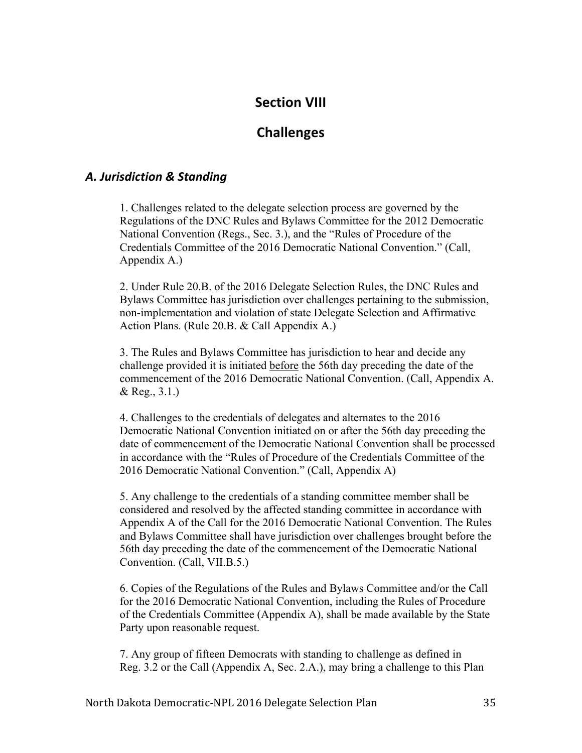# Section VIII

# Challenges

## *A. Jurisdiction & Standing*

1. Challenges related to the delegate selection process are governed by the Regulations of the DNC Rules and Bylaws Committee for the 2012 Democratic National Convention (Regs., Sec. 3.), and the "Rules of Procedure of the Credentials Committee of the 2016 Democratic National Convention." (Call, Appendix A.)

2. Under Rule 20.B. of the 2016 Delegate Selection Rules, the DNC Rules and Bylaws Committee has jurisdiction over challenges pertaining to the submission, non-implementation and violation of state Delegate Selection and Affirmative Action Plans. (Rule 20.B. & Call Appendix A.)

3. The Rules and Bylaws Committee has jurisdiction to hear and decide any challenge provided it is initiated <u>before</u> the 56th day preceding the date of the commencement of the 2016 Democratic National Convention. (Call, Appendix A. & Reg., 3.1.)

4. Challenges to the credentials of delegates and alternates to the 2016 Democratic National Convention initiated <u>on or after</u> the 56th day preceding the date of commencement of the Democratic National Convention shall be processed in accordance with the "Rules of Procedure of the Credentials Committee of the 2016 Democratic National Convention." (Call, Appendix A)

5. Any challenge to the credentials of a standing committee member shall be considered and resolved by the affected standing committee in accordance with Appendix A of the Call for the 2016 Democratic National Convention. The Rules and Bylaws Committee shall have jurisdiction over challenges brought before the 56th day preceding the date of the commencement of the Democratic National Convention. (Call, VII.B.5.)

6. Copies of the Regulations of the Rules and Bylaws Committee and/or the Call for the 2016 Democratic National Convention, including the Rules of Procedure of the Credentials Committee (Appendix A), shall be made available by the State Party upon reasonable request.

7. Any group of fifteen Democrats with standing to challenge as defined in Reg. 3.2 or the Call (Appendix A, Sec. 2.A.), may bring a challenge to this Plan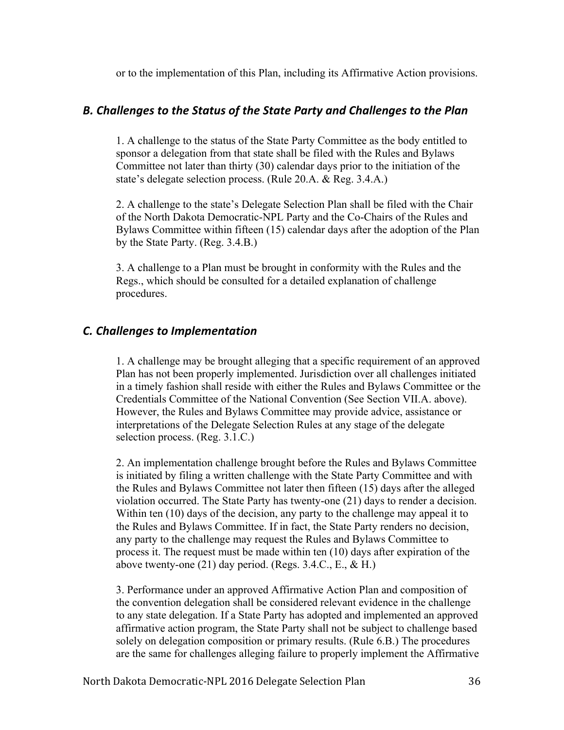or to the implementation of this Plan, including its Affirmative Action provisions.

### *B. Challenges to the Status of the State Party and Challenges to the Plan*

1. A challenge to the status of the State Party Committee as the body entitled to sponsor a delegation from that state shall be filed with the Rules and Bylaws Committee not later than thirty (30) calendar days prior to the initiation of the state's delegate selection process. (Rule 20.A. & Reg. 3.4.A.)

2. A challenge to the state's Delegate Selection Plan shall be filed with the Chair of the North Dakota Democratic-NPL Party and the Co-Chairs of the Rules and Bylaws Committee within fifteen (15) calendar days after the adoption of the Plan by the State Party. (Reg. 3.4.B.)

3. A challenge to a Plan must be brought in conformity with the Rules and the Regs., which should be consulted for a detailed explanation of challenge procedures.

### *C. Challenges to Implementation*

1. A challenge may be brought alleging that a specific requirement of an approved Plan has not been properly implemented. Jurisdiction over all challenges initiated in a timely fashion shall reside with either the Rules and Bylaws Committee or the Credentials Committee of the National Convention (See Section VII.A. above). However, the Rules and Bylaws Committee may provide advice, assistance or interpretations of the Delegate Selection Rules at any stage of the delegate selection process. (Reg. 3.1.C.)

2. An implementation challenge brought before the Rules and Bylaws Committee is initiated by filing a written challenge with the State Party Committee and with the Rules and Bylaws Committee not later then fifteen (15) days after the alleged violation occurred. The State Party has twenty-one (21) days to render a decision. Within ten (10) days of the decision, any party to the challenge may appeal it to the Rules and Bylaws Committee. If in fact, the State Party renders no decision, any party to the challenge may request the Rules and Bylaws Committee to process it. The request must be made within ten (10) days after expiration of the above twenty-one (21) day period. (Regs. 3.4.C., E., & H.)

3. Performance under an approved Affirmative Action Plan and composition of the convention delegation shall be considered relevant evidence in the challenge to any state delegation. If a State Party has adopted and implemented an approved affirmative action program, the State Party shall not be subject to challenge based solely on delegation composition or primary results. (Rule 6.B.) The procedures are the same for challenges alleging failure to properly implement the Affirmative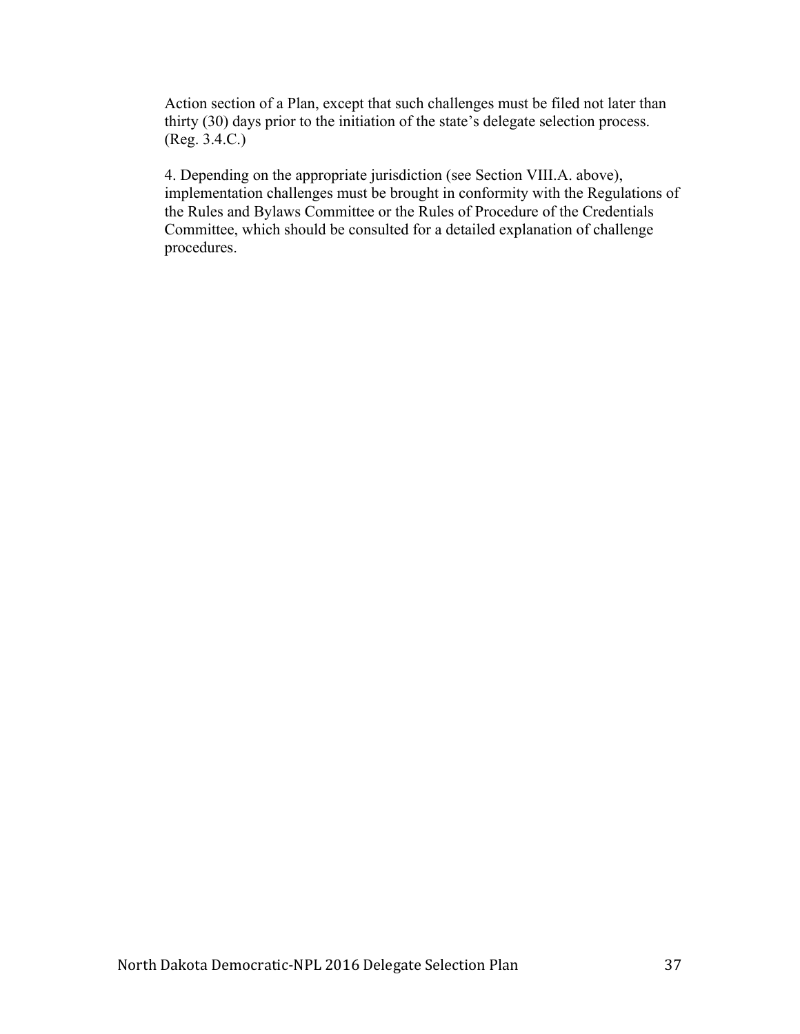Action section of a Plan, except that such challenges must be filed not later than thirty (30) days prior to the initiation of the state's delegate selection process. (Reg. 3.4.C.)

4. Depending on the appropriate jurisdiction (see Section VIII.A. above), implementation challenges must be brought in conformity with the Regulations of the Rules and Bylaws Committee or the Rules of Procedure of the Credentials Committee, which should be consulted for a detailed explanation of challenge procedures.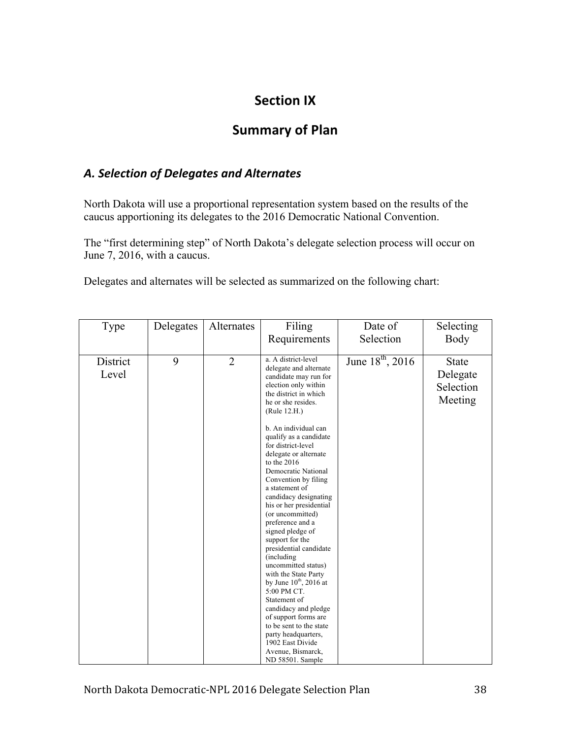# Section IX

## Summary of Plan

### *A. Selection of Delegates and Alternates*

North Dakota will use a proportional representation system based on the results of the caucus apportioning its delegates to the 2016 Democratic National Convention.

The "first determining step" of North Dakota's delegate selection process will occur on June 7, 2016, with a caucus.

Delegates and alternates will be selected as summarized on the following chart:

| Type | Delegates | Alternates | Filing Requirements | Date of Selection | Selecting Body |
|---|---|---|---|---|---|
| District Level | 9 | 2 | a. A district-level delegate and alternate candidate may run for election only within the district in which he or she resides. (Rule 12.H.)<br><br>b. An individual can qualify as a candidate for district-level delegate or alternate to the 2016 Democratic National Convention by filing a statement of candidacy designating his or her presidential (or uncommitted) preference and a signed pledge of support for the presidential candidate (including uncommitted status) with the State Party by June 10th, 2016 at 5:00 PM CT. Statement of candidacy and pledge of support forms are to be sent to the state party headquarters, 1902 East Divide Avenue, Bismarck, ND 58501. Sample | June 18th, 2016 | State Delegate Selection Meeting |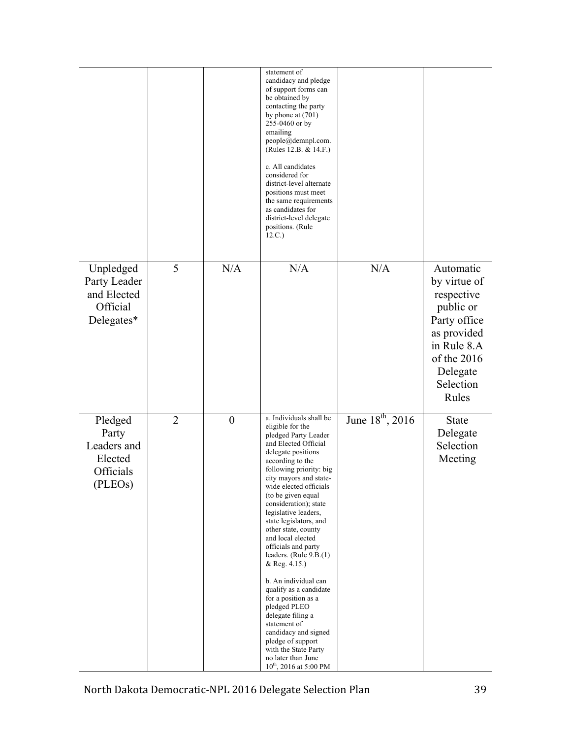| | | | | | |
|---|---|---|---|---|---|
| | | | statement of candidacy and pledge of support forms can be obtained by contacting the party by phone at (701) 255-0460 or by emailing people@demnpl.com. (Rules 12.B. & 14.F.)<br><br>c. All candidates considered for district-level alternate positions must meet the same requirements as candidates for district-level delegate positions. (Rule 12.C.) | | |
| Unpledged Party Leader and Elected Official Delegates* | 5 | N/A | N/A | N/A | Automatic by virtue of respective public or Party office as provided in Rule 8.A of the 2016 Delegate Selection Rules |
| Pledged Party Leaders and Elected Officials (PLEOs) | 2 | 0 | a. Individuals shall be eligible for the pledged Party Leader and Elected Official delegate positions according to the following priority: big city mayors and state-wide elected officials (to be given equal consideration); state legislative leaders, state legislators, and other state, county and local elected officials and party leaders. (Rule 9.B.(1) & Reg. 4.15.)<br><br>b. An individual can qualify as a candidate for a position as a pledged PLEO delegate filing a statement of candidacy and signed pledge of support with the State Party no later than June 10th, 2016 at 5:00 PM | June 18th, 2016 | State Delegate Selection Meeting |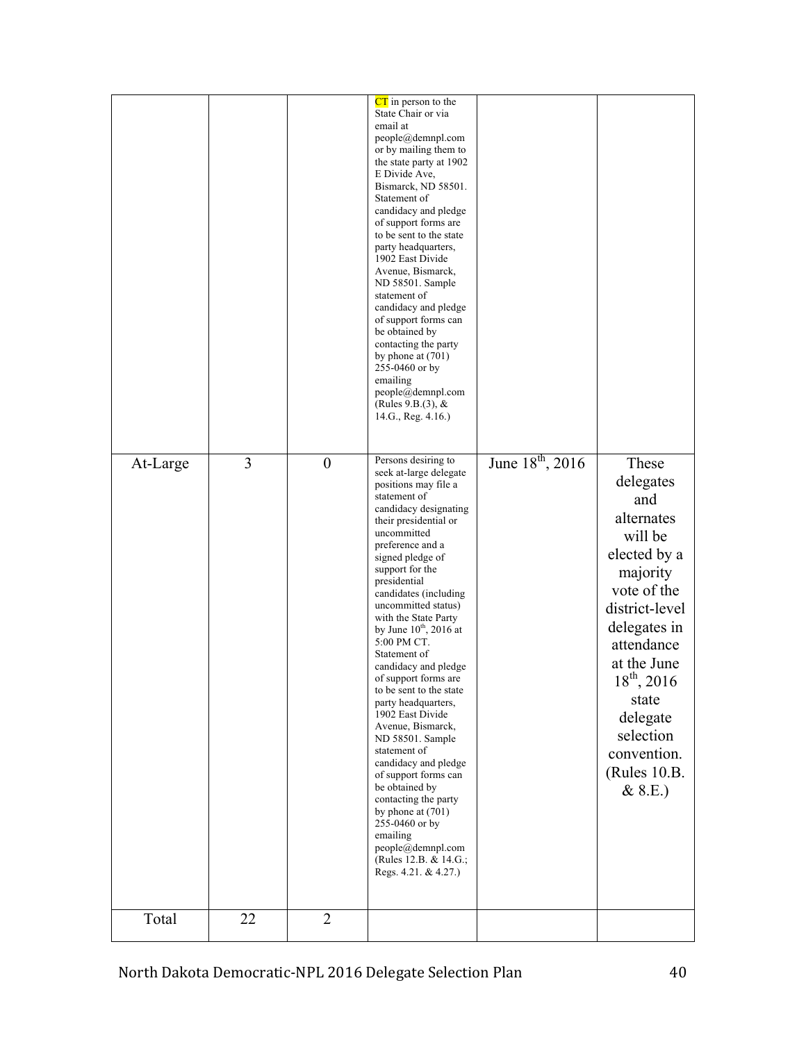| | | | CT in person to the State Chair or via email at people@demnpl.com or by mailing them to the state party at 1902 E Divide Ave, Bismarck, ND 58501. Statement of candidacy and pledge of support forms are to be sent to the state party headquarters, 1902 East Divide Avenue, Bismarck, ND 58501. Sample statement of candidacy and pledge of support forms can be obtained by contacting the party by phone at (701) 255-0460 or by emailing people@demnpl.com (Rules 9.B.(3), & 14.G., Reg. 4.16.) | | |
|---|---|---|---|---|---|
| At-Large | 3 | 0 | Persons desiring to seek at-large delegate positions may file a statement of candidacy designating their presidential or uncommitted preference and a signed pledge of support for the presidential candidates (including uncommitted status) with the State Party by June 10th, 2016 at 5:00 PM CT. Statement of candidacy and pledge of support forms are to be sent to the state party headquarters, 1902 East Divide Avenue, Bismarck, ND 58501. Sample statement of candidacy and pledge of support forms can be obtained by contacting the party by phone at (701) 255-0460 or by emailing people@demnpl.com (Rules 12.B. & 14.G.; Regs. 4.21. & 4.27.) | June 18th, 2016 | These delegates and alternates will be elected by a majority vote of the district-level delegates in attendance at the June 18th, 2016 state delegate selection convention. (Rules 10.B. & 8.E.) |
| Total | 22 | 2 | | | |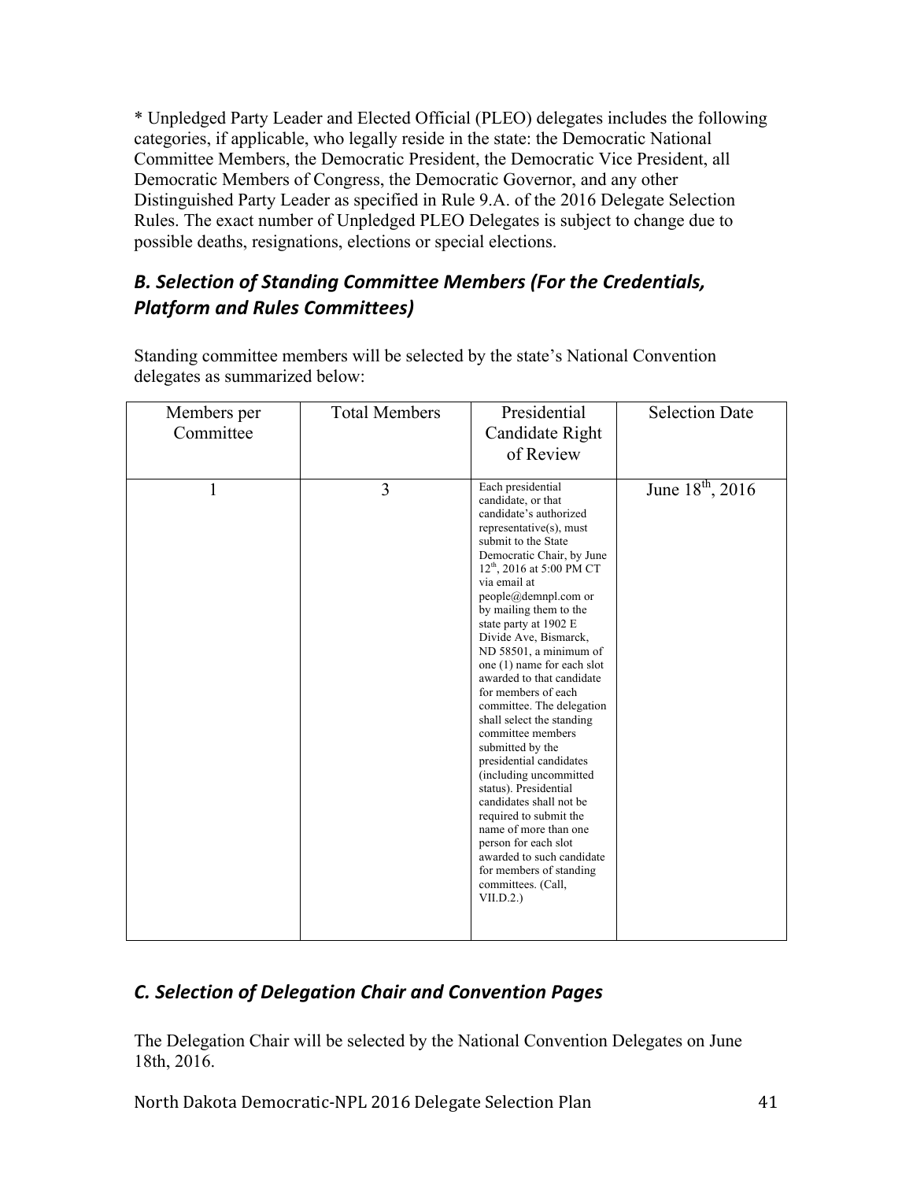* Unpledged Party Leader and Elected Official (PLEO) delegates includes the following categories, if applicable, who legally reside in the state: the Democratic National Committee Members, the Democratic President, the Democratic Vice President, all Democratic Members of Congress, the Democratic Governor, and any other Distinguished Party Leader as specified in Rule 9.A. of the 2016 Delegate Selection Rules. The exact number of Unpledged PLEO Delegates is subject to change due to possible deaths, resignations, elections or special elections.

## *B. Selection of Standing Committee Members (For the Credentials, Platform and Rules Committees)*

Standing committee members will be selected by the state's National Convention delegates as summarized below:

| Members per Committee | Total Members | Presidential Candidate Right of Review | Selection Date |
|---|---|---|---|
| 1 | 3 | Each presidential candidate, or that candidate's authorized representative(s), must submit to the State Democratic Chair, by June 12th, 2016 at 5:00 PM CT via email at people@demnpl.com or by mailing them to the state party at 1902 E Divide Ave, Bismarck, ND 58501, a minimum of one (1) name for each slot awarded to that candidate for members of each committee. The delegation shall select the standing committee members submitted by the presidential candidates (including uncommitted status). Presidential candidates shall not be required to submit the name of more than one person for each slot awarded to such candidate for members of standing committees. (Call, VII.D.2.) | June 18th, 2016 |

## *C. Selection of Delegation Chair and Convention Pages*

The Delegation Chair will be selected by the National Convention Delegates on June 18th, 2016.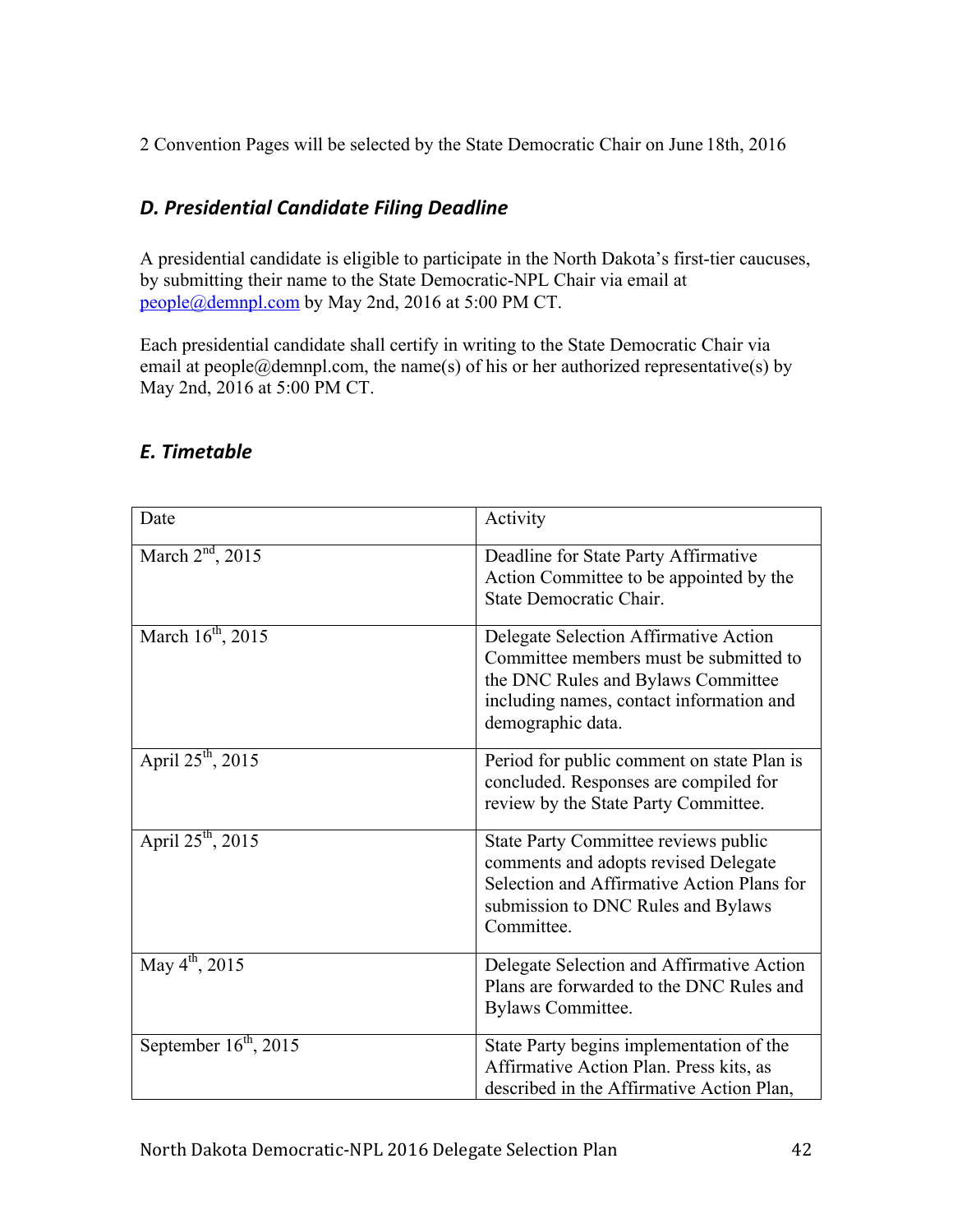2 Convention Pages will be selected by the State Democratic Chair on June 18th, 2016

### *D. Presidential Candidate Filing Deadline*

A presidential candidate is eligible to participate in the North Dakota's first-tier caucuses, by submitting their name to the State Democratic-NPL Chair via email at people@demnpl.com by May 2nd, 2016 at 5:00 PM CT.

Each presidential candidate shall certify in writing to the State Democratic Chair via email at people@demnpl.com, the name(s) of his or her authorized representative(s) by May 2nd, 2016 at 5:00 PM CT.

### *E. Timetable*

| Date | Activity |
| --- | --- |
| March 2nd, 2015 | Deadline for State Party Affirmative Action Committee to be appointed by the State Democratic Chair. |
| March 16th, 2015 | Delegate Selection Affirmative Action Committee members must be submitted to the DNC Rules and Bylaws Committee including names, contact information and demographic data. |
| April 25th, 2015 | Period for public comment on state Plan is concluded. Responses are compiled for review by the State Party Committee. |
| April 25th, 2015 | State Party Committee reviews public comments and adopts revised Delegate Selection and Affirmative Action Plans for submission to DNC Rules and Bylaws Committee. |
| May 4th, 2015 | Delegate Selection and Affirmative Action Plans are forwarded to the DNC Rules and Bylaws Committee. |
| September 16th, 2015 | State Party begins implementation of the Affirmative Action Plan. Press kits, as described in the Affirmative Action Plan, |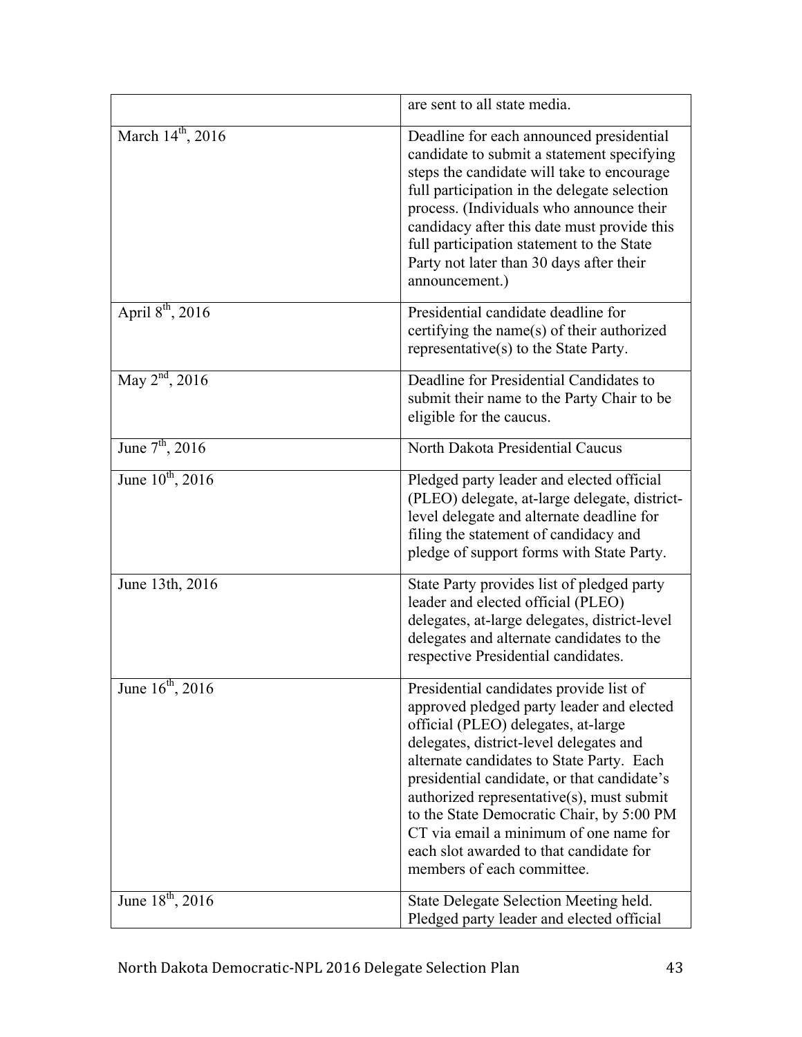| | |
|---|---|
| | are sent to all state media. |
| March 14th, 2016 | Deadline for each announced presidential candidate to submit a statement specifying steps the candidate will take to encourage full participation in the delegate selection process. (Individuals who announce their candidacy after this date must provide this full participation statement to the State Party not later than 30 days after their announcement.) |
| April 8th, 2016 | Presidential candidate deadline for certifying the name(s) of their authorized representative(s) to the State Party. |
| May 2nd, 2016 | Deadline for Presidential Candidates to submit their name to the Party Chair to be eligible for the caucus. |
| June 7th, 2016 | North Dakota Presidential Caucus |
| June 10th, 2016 | Pledged party leader and elected official (PLEO) delegate, at-large delegate, district-level delegate and alternate deadline for filing the statement of candidacy and pledge of support forms with State Party. |
| June 13th, 2016 | State Party provides list of pledged party leader and elected official (PLEO) delegates, at-large delegates, district-level delegates and alternate candidates to the respective Presidential candidates. |
| June 16th, 2016 | Presidential candidates provide list of approved pledged party leader and elected official (PLEO) delegates, at-large delegates, district-level delegates and alternate candidates to State Party. Each presidential candidate, or that candidate's authorized representative(s), must submit to the State Democratic Chair, by 5:00 PM CT via email a minimum of one name for each slot awarded to that candidate for members of each committee. |
| June 18th, 2016 | State Delegate Selection Meeting held. Pledged party leader and elected official |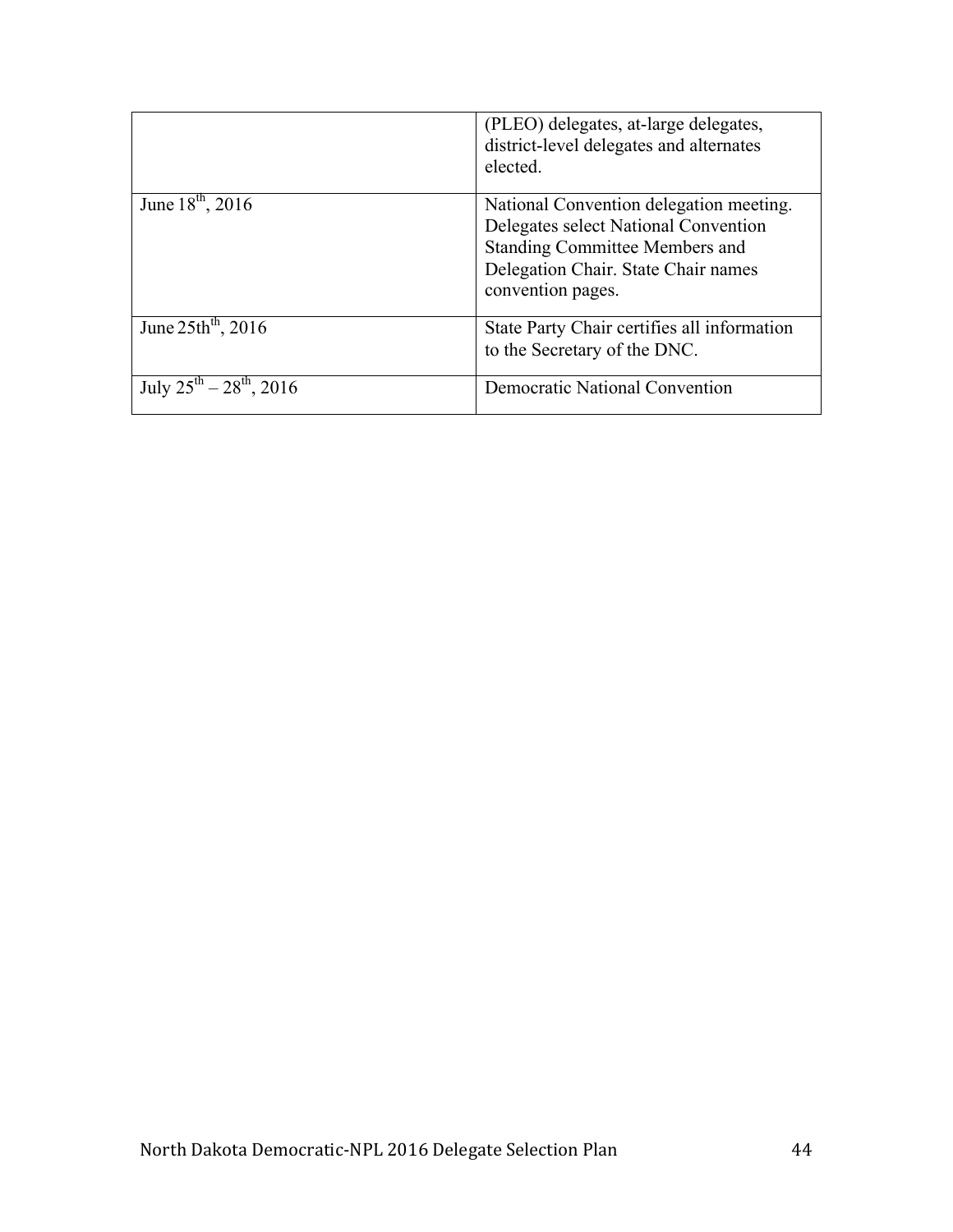| | |
|---|---|
| | (PLEO) delegates, at-large delegates, district-level delegates and alternates elected. |
| June 18th, 2016 | National Convention delegation meeting. Delegates select National Convention Standing Committee Members and Delegation Chair. State Chair names convention pages. |
| June 25thth, 2016 | State Party Chair certifies all information to the Secretary of the DNC. |
| July 25th – 28th, 2016 | Democratic National Convention |